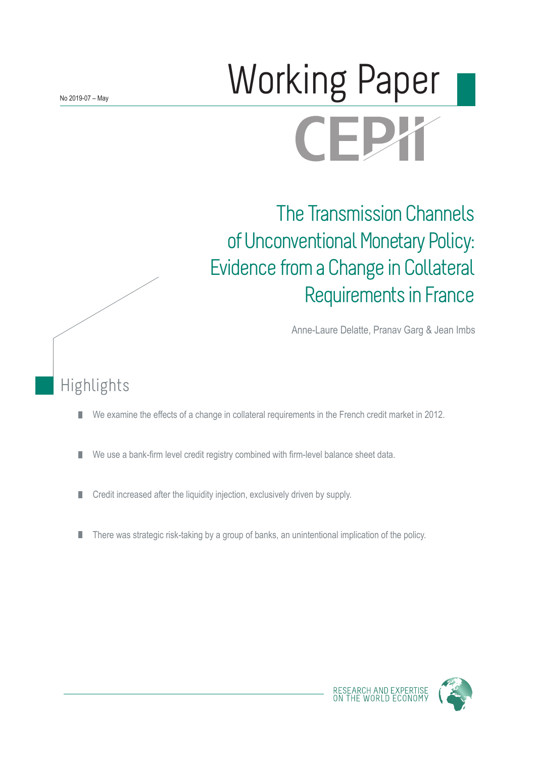No 2019-07 – May

# Working Paper

CEPII

## The Transmission Channels of Unconventional Monetary Policy: Evidence from a Change in Collateral Requirements in France

Anne-Laure Delatte, Pranav Garg & Jean Imbs

## Highlights

- We examine the effects of a change in collateral requirements in the French credit market in 2012.
- We use a bank-firm level credit registry combined with firm-level balance sheet data.
- Credit increased after the liquidity injection, exclusively driven by supply.
- There was strategic risk-taking by a group of banks, an unintentional implication of the policy.

RESEARCH AND EXPERTISE ON THE WORLD ECONOMY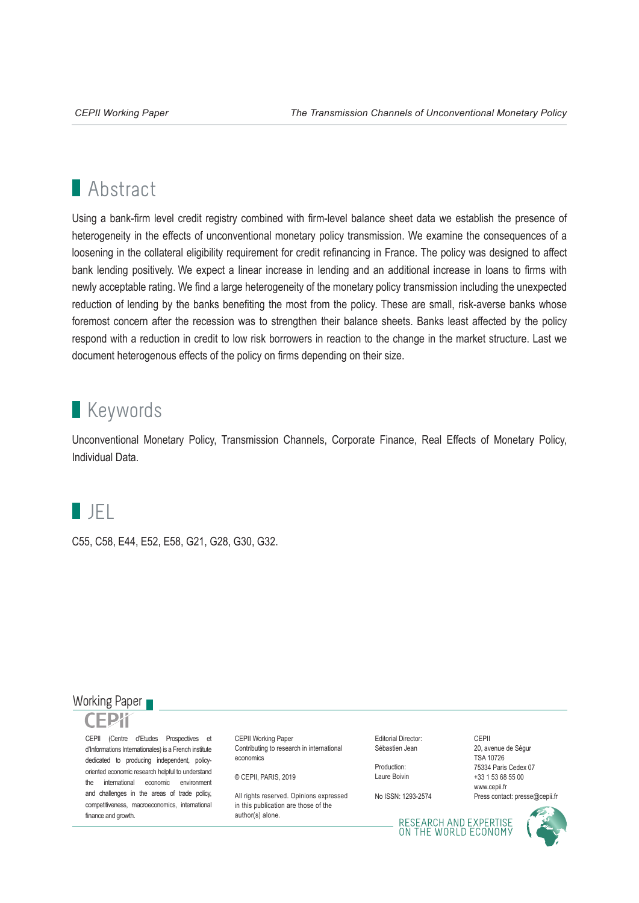## Abstract

Using a bank-firm level credit registry combined with firm-level balance sheet data we establish the presence of heterogeneity in the effects of unconventional monetary policy transmission. We examine the consequences of a loosening in the collateral eligibility requirement for credit refinancing in France. The policy was designed to affect bank lending positively. We expect a linear increase in lending and an additional increase in loans to firms with newly acceptable rating. We find a large heterogeneity of the monetary policy transmission including the unexpected reduction of lending by the banks benefiting the most from the policy. These are small, risk-averse banks whose foremost concern after the recession was to strengthen their balance sheets. Banks least affected by the policy respond with a reduction in credit to low risk borrowers in reaction to the change in the market structure. Last we document heterogenous effects of the policy on firms depending on their size.

## Keywords

Unconventional Monetary Policy, Transmission Channels, Corporate Finance, Real Effects of Monetary Policy, Individual Data.

## JEL

C55, C58, E44, E52, E58, G21, G28, G30, G32.

Working Paper

CEPII

CEPII (Centre d'Etudes Prospectives et d'Informations Internationales) is a French institute dedicated to producing independent, policy-oriented economic research helpful to understand the international economic environment and challenges in the areas of trade policy, competitiveness, macroeconomics, international finance and growth.

CEPII Working Paper
Contributing to research in international economics

© CEPII, PARIS, 2019

All rights reserved. Opinions expressed in this publication are those of the author(s) alone.

Editorial Director:
Sébastien Jean

Production:
Laure Boivin

No ISSN: 1293-2574

CEPII
20, avenue de Ségur
TSA 10726
75334 Paris Cedex 07
+33 1 53 68 55 00
www.cepii.fr
Press contact: presse@cepii.fr

RESEARCH AND EXPERTISE ON THE WORLD ECONOMY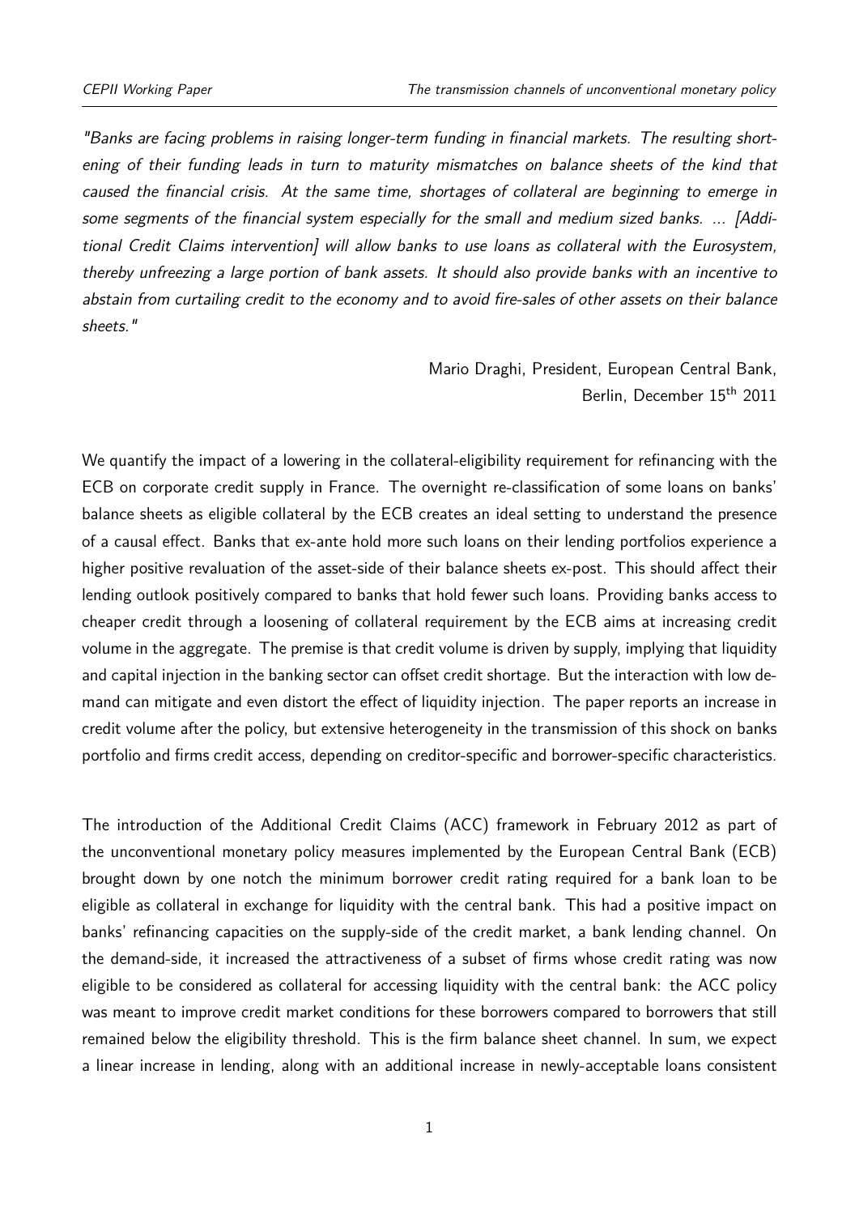*"Banks are facing problems in raising longer-term funding in financial markets. The resulting shortening of their funding leads in turn to maturity mismatches on balance sheets of the kind that caused the financial crisis. At the same time, shortages of collateral are beginning to emerge in some segments of the financial system especially for the small and medium sized banks. ... [Additional Credit Claims intervention] will allow banks to use loans as collateral with the Eurosystem, thereby unfreezing a large portion of bank assets. It should also provide banks with an incentive to abstain from curtailing credit to the economy and to avoid fire-sales of other assets on their balance sheets."*

Mario Draghi, President, European Central Bank,
Berlin, December 15th 2011

We quantify the impact of a lowering in the collateral-eligibility requirement for refinancing with the ECB on corporate credit supply in France. The overnight re-classification of some loans on banks' balance sheets as eligible collateral by the ECB creates an ideal setting to understand the presence of a causal effect. Banks that ex-ante hold more such loans on their lending portfolios experience a higher positive revaluation of the asset-side of their balance sheets ex-post. This should affect their lending outlook positively compared to banks that hold fewer such loans. Providing banks access to cheaper credit through a loosening of collateral requirement by the ECB aims at increasing credit volume in the aggregate. The premise is that credit volume is driven by supply, implying that liquidity and capital injection in the banking sector can offset credit shortage. But the interaction with low demand can mitigate and even distort the effect of liquidity injection. The paper reports an increase in credit volume after the policy, but extensive heterogeneity in the transmission of this shock on banks portfolio and firms credit access, depending on creditor-specific and borrower-specific characteristics.

The introduction of the Additional Credit Claims (ACC) framework in February 2012 as part of the unconventional monetary policy measures implemented by the European Central Bank (ECB) brought down by one notch the minimum borrower credit rating required for a bank loan to be eligible as collateral in exchange for liquidity with the central bank. This had a positive impact on banks' refinancing capacities on the supply-side of the credit market, a bank lending channel. On the demand-side, it increased the attractiveness of a subset of firms whose credit rating was now eligible to be considered as collateral for accessing liquidity with the central bank: the ACC policy was meant to improve credit market conditions for these borrowers compared to borrowers that still remained below the eligibility threshold. This is the firm balance sheet channel. In sum, we expect a linear increase in lending, along with an additional increase in newly-acceptable loans consistent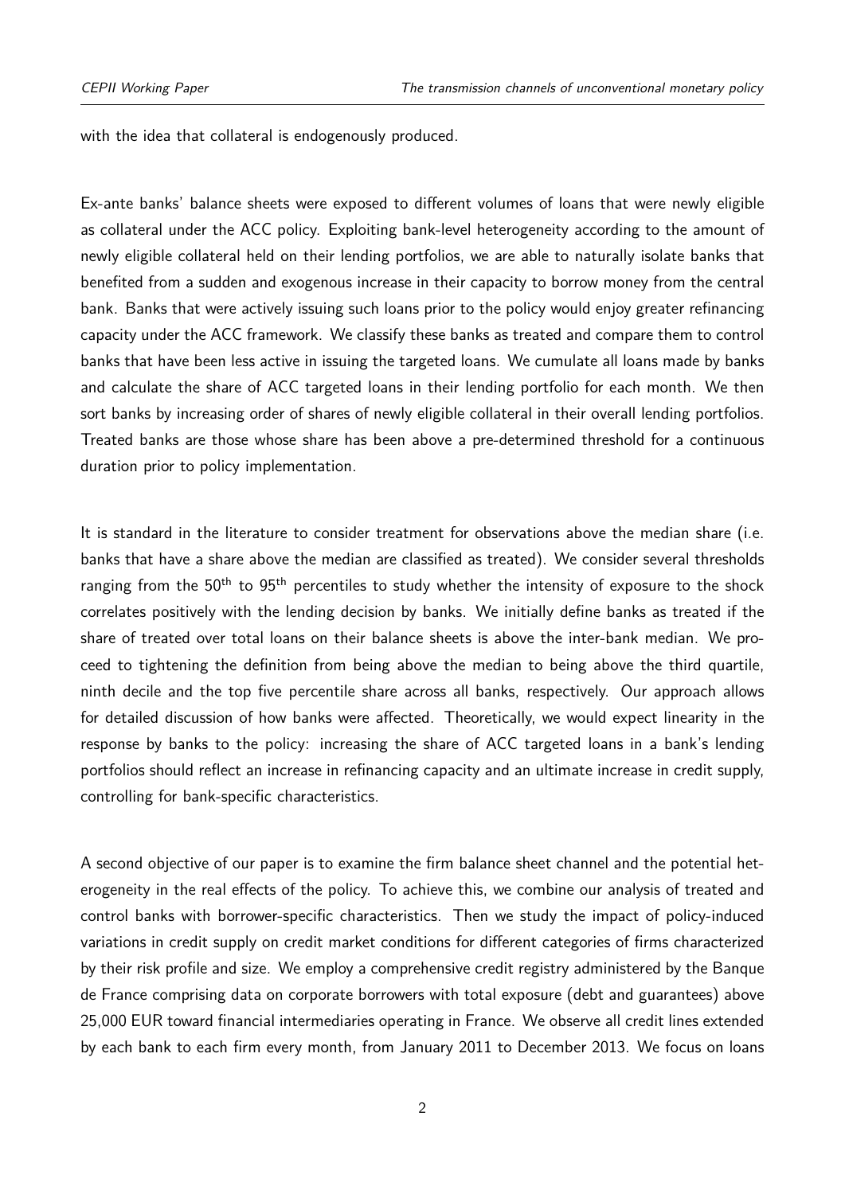with the idea that collateral is endogenously produced.

Ex-ante banks' balance sheets were exposed to different volumes of loans that were newly eligible as collateral under the ACC policy. Exploiting bank-level heterogeneity according to the amount of newly eligible collateral held on their lending portfolios, we are able to naturally isolate banks that benefited from a sudden and exogenous increase in their capacity to borrow money from the central bank. Banks that were actively issuing such loans prior to the policy would enjoy greater refinancing capacity under the ACC framework. We classify these banks as treated and compare them to control banks that have been less active in issuing the targeted loans. We cumulate all loans made by banks and calculate the share of ACC targeted loans in their lending portfolio for each month. We then sort banks by increasing order of shares of newly eligible collateral in their overall lending portfolios. Treated banks are those whose share has been above a pre-determined threshold for a continuous duration prior to policy implementation.

It is standard in the literature to consider treatment for observations above the median share (i.e. banks that have a share above the median are classified as treated). We consider several thresholds ranging from the $50^{th}$ to $95^{th}$ percentiles to study whether the intensity of exposure to the shock correlates positively with the lending decision by banks. We initially define banks as treated if the share of treated over total loans on their balance sheets is above the inter-bank median. We proceed to tightening the definition from being above the median to being above the third quartile, ninth decile and the top five percentile share across all banks, respectively. Our approach allows for detailed discussion of how banks were affected. Theoretically, we would expect linearity in the response by banks to the policy: increasing the share of ACC targeted loans in a bank's lending portfolios should reflect an increase in refinancing capacity and an ultimate increase in credit supply, controlling for bank-specific characteristics.

A second objective of our paper is to examine the firm balance sheet channel and the potential heterogeneity in the real effects of the policy. To achieve this, we combine our analysis of treated and control banks with borrower-specific characteristics. Then we study the impact of policy-induced variations in credit supply on credit market conditions for different categories of firms characterized by their risk profile and size. We employ a comprehensive credit registry administered by the Banque de France comprising data on corporate borrowers with total exposure (debt and guarantees) above 25,000 EUR toward financial intermediaries operating in France. We observe all credit lines extended by each bank to each firm every month, from January 2011 to December 2013. We focus on loans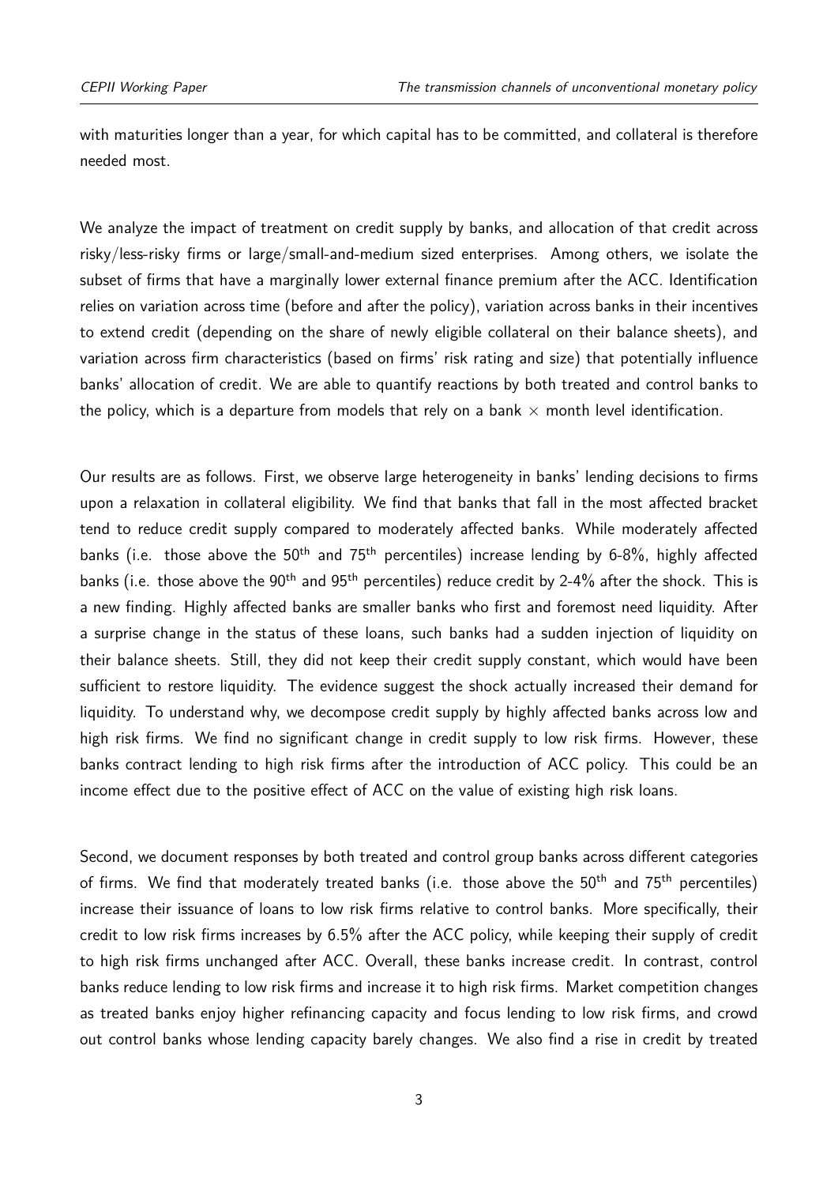with maturities longer than a year, for which capital has to be committed, and collateral is therefore needed most.

We analyze the impact of treatment on credit supply by banks, and allocation of that credit across risky/less-risky firms or large/small-and-medium sized enterprises. Among others, we isolate the subset of firms that have a marginally lower external finance premium after the ACC. Identification relies on variation across time (before and after the policy), variation across banks in their incentives to extend credit (depending on the share of newly eligible collateral on their balance sheets), and variation across firm characteristics (based on firms' risk rating and size) that potentially influence banks' allocation of credit. We are able to quantify reactions by both treated and control banks to the policy, which is a departure from models that rely on a bank $\times$ month level identification.

Our results are as follows. First, we observe large heterogeneity in banks' lending decisions to firms upon a relaxation in collateral eligibility. We find that banks that fall in the most affected bracket tend to reduce credit supply compared to moderately affected banks. While moderately affected banks (i.e. those above the $50^{\text{th}}$ and $75^{\text{th}}$ percentiles) increase lending by 6-8%, highly affected banks (i.e. those above the $90^{\text{th}}$ and $95^{\text{th}}$ percentiles) reduce credit by 2-4% after the shock. This is a new finding. Highly affected banks are smaller banks who first and foremost need liquidity. After a surprise change in the status of these loans, such banks had a sudden injection of liquidity on their balance sheets. Still, they did not keep their credit supply constant, which would have been sufficient to restore liquidity. The evidence suggest the shock actually increased their demand for liquidity. To understand why, we decompose credit supply by highly affected banks across low and high risk firms. We find no significant change in credit supply to low risk firms. However, these banks contract lending to high risk firms after the introduction of ACC policy. This could be an income effect due to the positive effect of ACC on the value of existing high risk loans.

Second, we document responses by both treated and control group banks across different categories of firms. We find that moderately treated banks (i.e. those above the $50^{\text{th}}$ and $75^{\text{th}}$ percentiles) increase their issuance of loans to low risk firms relative to control banks. More specifically, their credit to low risk firms increases by 6.5% after the ACC policy, while keeping their supply of credit to high risk firms unchanged after ACC. Overall, these banks increase credit. In contrast, control banks reduce lending to low risk firms and increase it to high risk firms. Market competition changes as treated banks enjoy higher refinancing capacity and focus lending to low risk firms, and crowd out control banks whose lending capacity barely changes. We also find a rise in credit by treated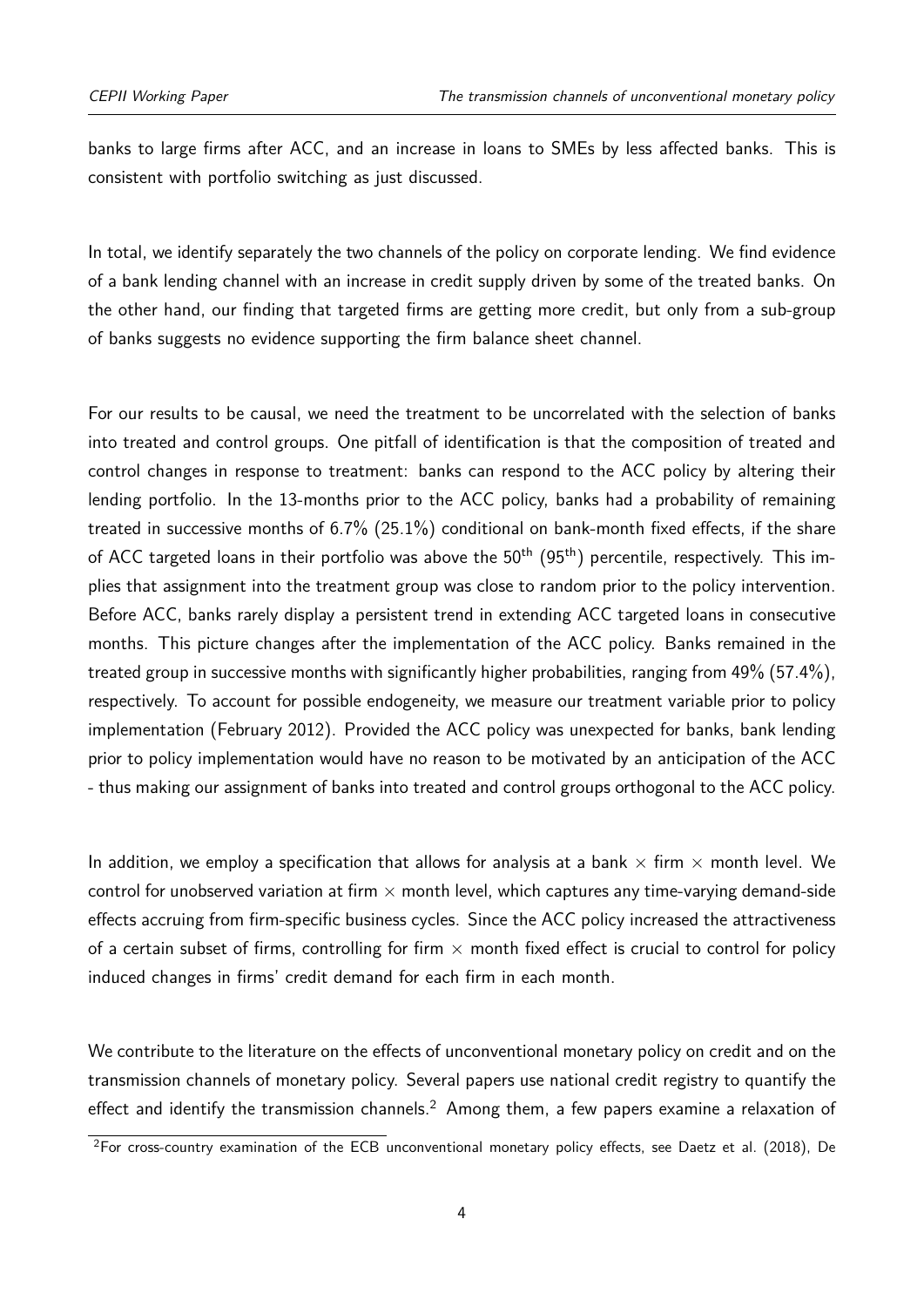banks to large firms after ACC, and an increase in loans to SMEs by less affected banks. This is consistent with portfolio switching as just discussed.

In total, we identify separately the two channels of the policy on corporate lending. We find evidence of a bank lending channel with an increase in credit supply driven by some of the treated banks. On the other hand, our finding that targeted firms are getting more credit, but only from a sub-group of banks suggests no evidence supporting the firm balance sheet channel.

For our results to be causal, we need the treatment to be uncorrelated with the selection of banks into treated and control groups. One pitfall of identification is that the composition of treated and control changes in response to treatment: banks can respond to the ACC policy by altering their lending portfolio. In the 13-months prior to the ACC policy, banks had a probability of remaining treated in successive months of 6.7% (25.1%) conditional on bank-month fixed effects, if the share of ACC targeted loans in their portfolio was above the $50^{th}$ ($95^{th}$) percentile, respectively. This implies that assignment into the treatment group was close to random prior to the policy intervention. Before ACC, banks rarely display a persistent trend in extending ACC targeted loans in consecutive months. This picture changes after the implementation of the ACC policy. Banks remained in the treated group in successive months with significantly higher probabilities, ranging from 49% (57.4%), respectively. To account for possible endogeneity, we measure our treatment variable prior to policy implementation (February 2012). Provided the ACC policy was unexpected for banks, bank lending prior to policy implementation would have no reason to be motivated by an anticipation of the ACC - thus making our assignment of banks into treated and control groups orthogonal to the ACC policy.

In addition, we employ a specification that allows for analysis at a bank $\times$ firm $\times$ month level. We control for unobserved variation at firm $\times$ month level, which captures any time-varying demand-side effects accruing from firm-specific business cycles. Since the ACC policy increased the attractiveness of a certain subset of firms, controlling for firm $\times$ month fixed effect is crucial to control for policy induced changes in firms' credit demand for each firm in each month.

We contribute to the literature on the effects of unconventional monetary policy on credit and on the transmission channels of monetary policy. Several papers use national credit registry to quantify the effect and identify the transmission channels.[2] Among them, a few papers examine a relaxation of

[2]For cross-country examination of the ECB unconventional monetary policy effects, see Daetz et al. (2018), De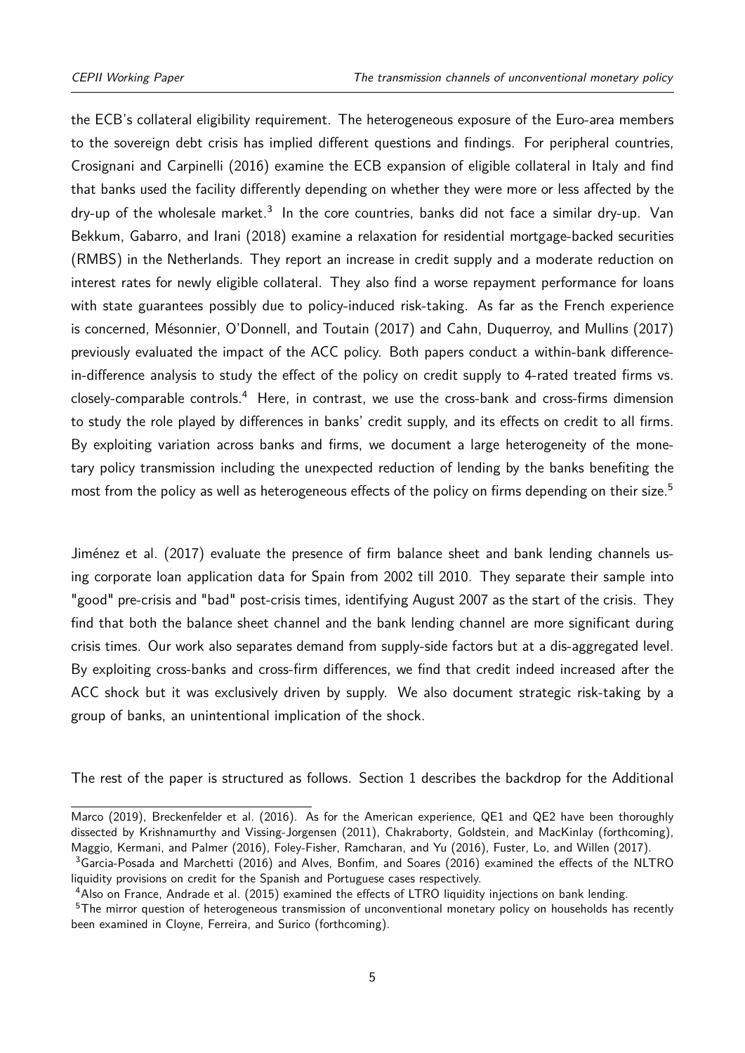the ECB's collateral eligibility requirement. The heterogeneous exposure of the Euro-area members to the sovereign debt crisis has implied different questions and findings. For peripheral countries, Crosignani and Carpinelli (2016) examine the ECB expansion of eligible collateral in Italy and find that banks used the facility differently depending on whether they were more or less affected by the dry-up of the wholesale market.[3] In the core countries, banks did not face a similar dry-up. Van Bekkum, Gabarro, and Irani (2018) examine a relaxation for residential mortgage-backed securities (RMBS) in the Netherlands. They report an increase in credit supply and a moderate reduction on interest rates for newly eligible collateral. They also find a worse repayment performance for loans with state guarantees possibly due to policy-induced risk-taking. As far as the French experience is concerned, Mésonnier, O'Donnell, and Toutain (2017) and Cahn, Duquerroy, and Mullins (2017) previously evaluated the impact of the ACC policy. Both papers conduct a within-bank difference-in-difference analysis to study the effect of the policy on credit supply to 4-rated treated firms vs. closely-comparable controls.[4] Here, in contrast, we use the cross-bank and cross-firms dimension to study the role played by differences in banks' credit supply, and its effects on credit to all firms. By exploiting variation across banks and firms, we document a large heterogeneity of the monetary policy transmission including the unexpected reduction of lending by the banks benefiting the most from the policy as well as heterogeneous effects of the policy on firms depending on their size.[5]

Jiménez et al. (2017) evaluate the presence of firm balance sheet and bank lending channels using corporate loan application data for Spain from 2002 till 2010. They separate their sample into "good" pre-crisis and "bad" post-crisis times, identifying August 2007 as the start of the crisis. They find that both the balance sheet channel and the bank lending channel are more significant during crisis times. Our work also separates demand from supply-side factors but at a dis-aggregated level. By exploiting cross-banks and cross-firm differences, we find that credit indeed increased after the ACC shock but it was exclusively driven by supply. We also document strategic risk-taking by a group of banks, an unintentional implication of the shock.

The rest of the paper is structured as follows. Section 1 describes the backdrop for the Additional

---

Marco (2019), Breckenfelder et al. (2016). As for the American experience, QE1 and QE2 have been thoroughly dissected by Krishnamurthy and Vissing-Jorgensen (2011), Chakraborty, Goldstein, and MacKinlay (forthcoming), Maggio, Kermani, and Palmer (2016), Foley-Fisher, Ramcharan, and Yu (2016), Fuster, Lo, and Willen (2017).

[3] Garcia-Posada and Marchetti (2016) and Alves, Bonfim, and Soares (2016) examined the effects of the NLTRO liquidity provisions on credit for the Spanish and Portuguese cases respectively.

[4] Also on France, Andrade et al. (2015) examined the effects of LTRO liquidity injections on bank lending.

[5] The mirror question of heterogeneous transmission of unconventional monetary policy on households has recently been examined in Cloyne, Ferreira, and Surico (forthcoming).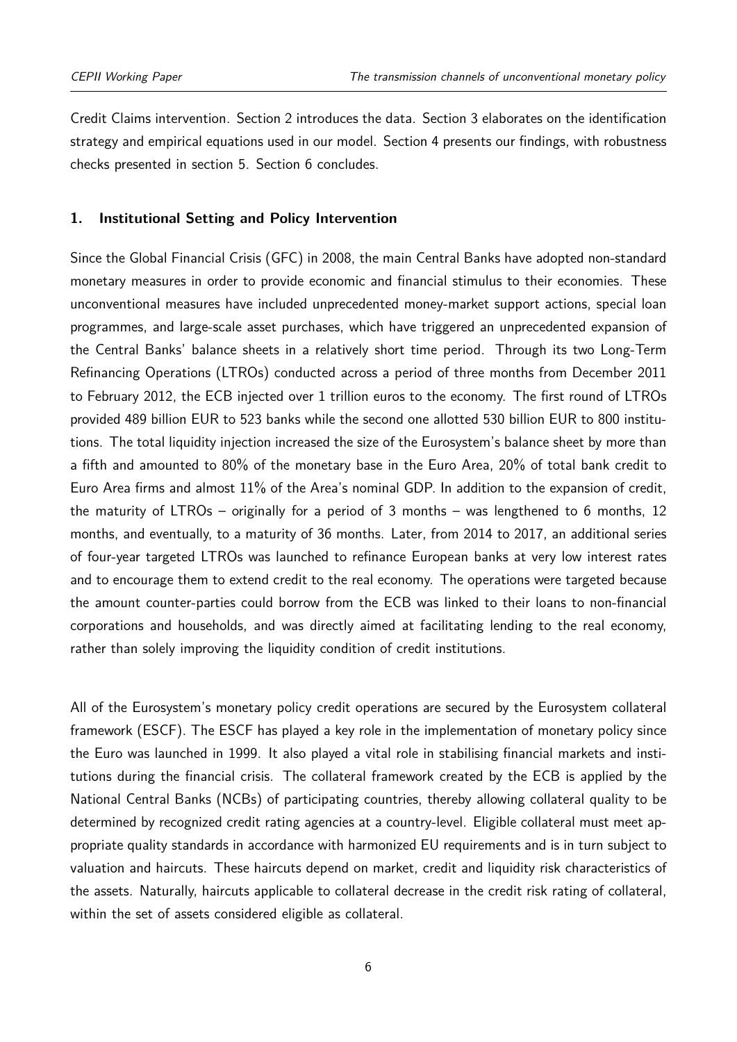Credit Claims intervention. Section 2 introduces the data. Section 3 elaborates on the identification strategy and empirical equations used in our model. Section 4 presents our findings, with robustness checks presented in section 5. Section 6 concludes.

## 1. Institutional Setting and Policy Intervention

Since the Global Financial Crisis (GFC) in 2008, the main Central Banks have adopted non-standard monetary measures in order to provide economic and financial stimulus to their economies. These unconventional measures have included unprecedented money-market support actions, special loan programmes, and large-scale asset purchases, which have triggered an unprecedented expansion of the Central Banks' balance sheets in a relatively short time period. Through its two Long-Term Refinancing Operations (LTROs) conducted across a period of three months from December 2011 to February 2012, the ECB injected over 1 trillion euros to the economy. The first round of LTROs provided 489 billion EUR to 523 banks while the second one allotted 530 billion EUR to 800 institutions. The total liquidity injection increased the size of the Eurosystem's balance sheet by more than a fifth and amounted to 80% of the monetary base in the Euro Area, 20% of total bank credit to Euro Area firms and almost 11% of the Area's nominal GDP. In addition to the expansion of credit, the maturity of LTROs – originally for a period of 3 months – was lengthened to 6 months, 12 months, and eventually, to a maturity of 36 months. Later, from 2014 to 2017, an additional series of four-year targeted LTROs was launched to refinance European banks at very low interest rates and to encourage them to extend credit to the real economy. The operations were targeted because the amount counter-parties could borrow from the ECB was linked to their loans to non-financial corporations and households, and was directly aimed at facilitating lending to the real economy, rather than solely improving the liquidity condition of credit institutions.

All of the Eurosystem's monetary policy credit operations are secured by the Eurosystem collateral framework (ESCF). The ESCF has played a key role in the implementation of monetary policy since the Euro was launched in 1999. It also played a vital role in stabilising financial markets and institutions during the financial crisis. The collateral framework created by the ECB is applied by the National Central Banks (NCBs) of participating countries, thereby allowing collateral quality to be determined by recognized credit rating agencies at a country-level. Eligible collateral must meet appropriate quality standards in accordance with harmonized EU requirements and is in turn subject to valuation and haircuts. These haircuts depend on market, credit and liquidity risk characteristics of the assets. Naturally, haircuts applicable to collateral decrease in the credit risk rating of collateral, within the set of assets considered eligible as collateral.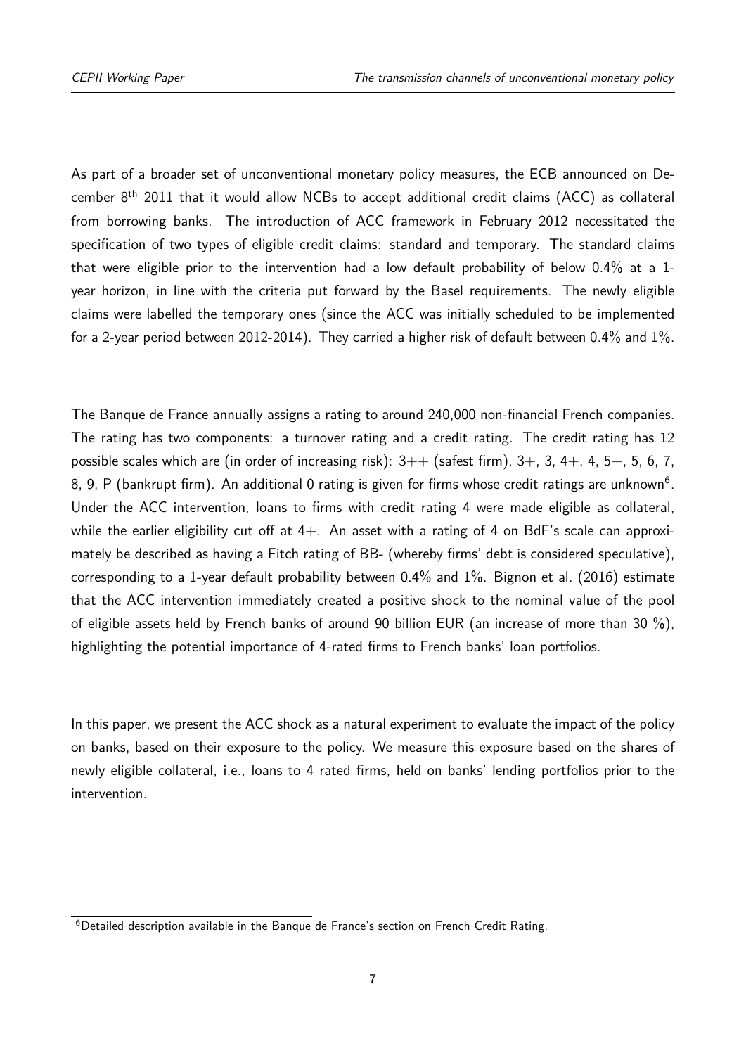As part of a broader set of unconventional monetary policy measures, the ECB announced on December 8th 2011 that it would allow NCBs to accept additional credit claims (ACC) as collateral from borrowing banks. The introduction of ACC framework in February 2012 necessitated the specification of two types of eligible credit claims: standard and temporary. The standard claims that were eligible prior to the intervention had a low default probability of below 0.4% at a 1-year horizon, in line with the criteria put forward by the Basel requirements. The newly eligible claims were labelled the temporary ones (since the ACC was initially scheduled to be implemented for a 2-year period between 2012-2014). They carried a higher risk of default between 0.4% and 1%.

The Banque de France annually assigns a rating to around 240,000 non-financial French companies. The rating has two components: a turnover rating and a credit rating. The credit rating has 12 possible scales which are (in order of increasing risk): 3++ (safest firm), 3+, 3, 4+, 4, 5+, 5, 6, 7, 8, 9, P (bankrupt firm). An additional 0 rating is given for firms whose credit ratings are unknown[6]. Under the ACC intervention, loans to firms with credit rating 4 were made eligible as collateral, while the earlier eligibility cut off at 4+. An asset with a rating of 4 on BdF's scale can approximately be described as having a Fitch rating of BB- (whereby firms' debt is considered speculative), corresponding to a 1-year default probability between 0.4% and 1%. Bignon et al. (2016) estimate that the ACC intervention immediately created a positive shock to the nominal value of the pool of eligible assets held by French banks of around 90 billion EUR (an increase of more than 30 %), highlighting the potential importance of 4-rated firms to French banks' loan portfolios.

In this paper, we present the ACC shock as a natural experiment to evaluate the impact of the policy on banks, based on their exposure to the policy. We measure this exposure based on the shares of newly eligible collateral, i.e., loans to 4 rated firms, held on banks' lending portfolios prior to the intervention.

[6] Detailed description available in the Banque de France's section on French Credit Rating.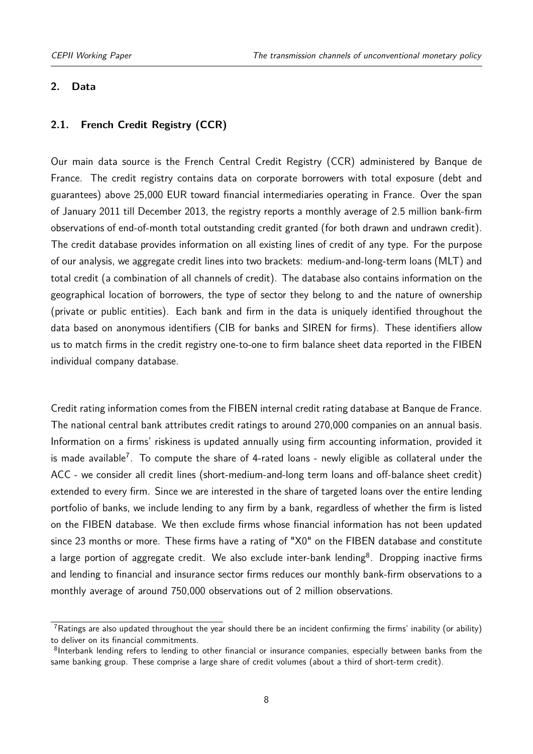## 2. Data

### 2.1. French Credit Registry (CCR)

Our main data source is the French Central Credit Registry (CCR) administered by Banque de France. The credit registry contains data on corporate borrowers with total exposure (debt and guarantees) above 25,000 EUR toward financial intermediaries operating in France. Over the span of January 2011 till December 2013, the registry reports a monthly average of 2.5 million bank-firm observations of end-of-month total outstanding credit granted (for both drawn and undrawn credit). The credit database provides information on all existing lines of credit of any type. For the purpose of our analysis, we aggregate credit lines into two brackets: medium-and-long-term loans (MLT) and total credit (a combination of all channels of credit). The database also contains information on the geographical location of borrowers, the type of sector they belong to and the nature of ownership (private or public entities). Each bank and firm in the data is uniquely identified throughout the data based on anonymous identifiers (CIB for banks and SIREN for firms). These identifiers allow us to match firms in the credit registry one-to-one to firm balance sheet data reported in the FIBEN individual company database.

Credit rating information comes from the FIBEN internal credit rating database at Banque de France. The national central bank attributes credit ratings to around 270,000 companies on an annual basis. Information on a firms' riskiness is updated annually using firm accounting information, provided it is made available[7]. To compute the share of 4-rated loans - newly eligible as collateral under the ACC - we consider all credit lines (short-medium-and-long term loans and off-balance sheet credit) extended to every firm. Since we are interested in the share of targeted loans over the entire lending portfolio of banks, we include lending to any firm by a bank, regardless of whether the firm is listed on the FIBEN database. We then exclude firms whose financial information has not been updated since 23 months or more. These firms have a rating of "X0" on the FIBEN database and constitute a large portion of aggregate credit. We also exclude inter-bank lending[8]. Dropping inactive firms and lending to financial and insurance sector firms reduces our monthly bank-firm observations to a monthly average of around 750,000 observations out of 2 million observations.

[7] Ratings are also updated throughout the year should there be an incident confirming the firms' inability (or ability) to deliver on its financial commitments.

[8] Interbank lending refers to lending to other financial or insurance companies, especially between banks from the same banking group. These comprise a large share of credit volumes (about a third of short-term credit).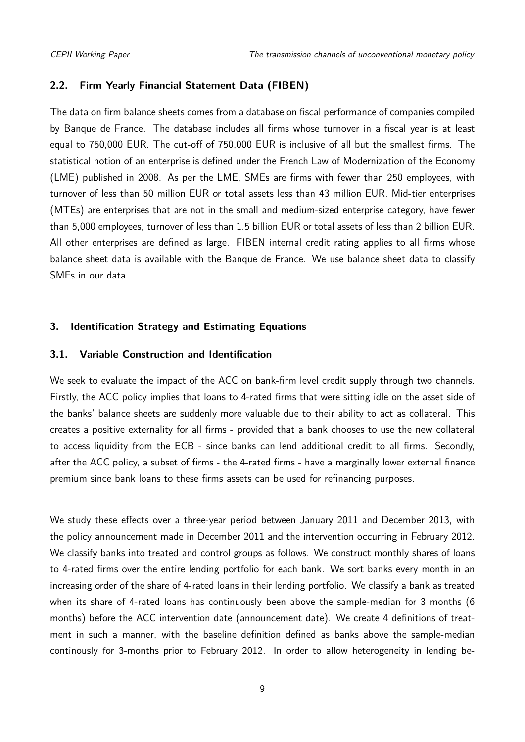## 2.2. Firm Yearly Financial Statement Data (FIBEN)

The data on firm balance sheets comes from a database on fiscal performance of companies compiled by Banque de France. The database includes all firms whose turnover in a fiscal year is at least equal to 750,000 EUR. The cut-off of 750,000 EUR is inclusive of all but the smallest firms. The statistical notion of an enterprise is defined under the French Law of Modernization of the Economy (LME) published in 2008. As per the LME, SMEs are firms with fewer than 250 employees, with turnover of less than 50 million EUR or total assets less than 43 million EUR. Mid-tier enterprises (MTEs) are enterprises that are not in the small and medium-sized enterprise category, have fewer than 5,000 employees, turnover of less than 1.5 billion EUR or total assets of less than 2 billion EUR. All other enterprises are defined as large. FIBEN internal credit rating applies to all firms whose balance sheet data is available with the Banque de France. We use balance sheet data to classify SMEs in our data.

# 3. Identification Strategy and Estimating Equations

## 3.1. Variable Construction and Identification

We seek to evaluate the impact of the ACC on bank-firm level credit supply through two channels. Firstly, the ACC policy implies that loans to 4-rated firms that were sitting idle on the asset side of the banks' balance sheets are suddenly more valuable due to their ability to act as collateral. This creates a positive externality for all firms - provided that a bank chooses to use the new collateral to access liquidity from the ECB - since banks can lend additional credit to all firms. Secondly, after the ACC policy, a subset of firms - the 4-rated firms - have a marginally lower external finance premium since bank loans to these firms assets can be used for refinancing purposes.

We study these effects over a three-year period between January 2011 and December 2013, with the policy announcement made in December 2011 and the intervention occurring in February 2012. We classify banks into treated and control groups as follows. We construct monthly shares of loans to 4-rated firms over the entire lending portfolio for each bank. We sort banks every month in an increasing order of the share of 4-rated loans in their lending portfolio. We classify a bank as treated when its share of 4-rated loans has continuously been above the sample-median for 3 months (6 months) before the ACC intervention date (announcement date). We create 4 definitions of treatment in such a manner, with the baseline definition defined as banks above the sample-median continously for 3-months prior to February 2012. In order to allow heterogeneity in lending be-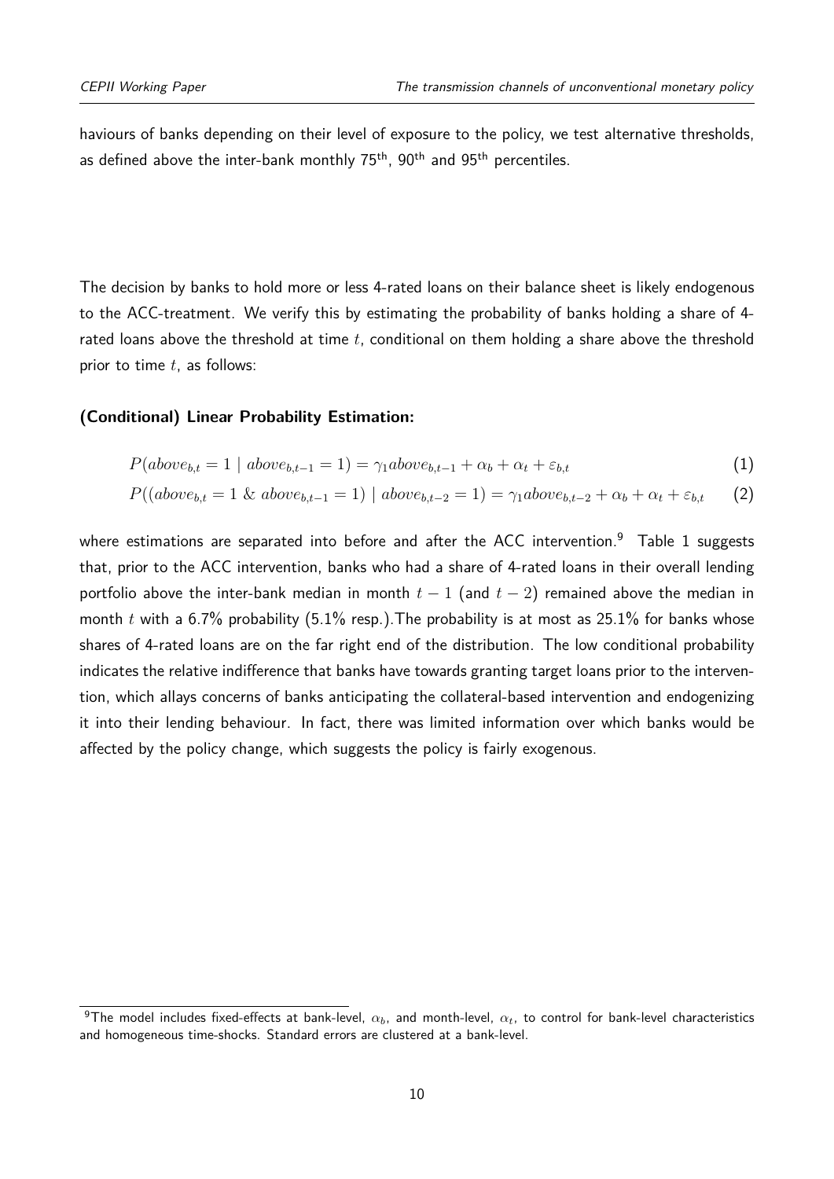haviours of banks depending on their level of exposure to the policy, we test alternative thresholds, as defined above the inter-bank monthly 75th, 90th and 95th percentiles.

The decision by banks to hold more or less 4-rated loans on their balance sheet is likely endogenous to the ACC-treatment. We verify this by estimating the probability of banks holding a share of 4-rated loans above the threshold at time $t$, conditional on them holding a share above the threshold prior to time $t$, as follows:

**(Conditional) Linear Probability Estimation:**

$$P(above_{b,t} = 1 \mid above_{b,t-1} = 1) = \gamma_1 above_{b,t-1} + \alpha_b + \alpha_t + \varepsilon_{b,t} \tag{1}$$

$$P((above_{b,t} = 1 \;\&\; above_{b,t-1} = 1) \mid above_{b,t-2} = 1) = \gamma_1 above_{b,t-2} + \alpha_b + \alpha_t + \varepsilon_{b,t} \tag{2}$$

where estimations are separated into before and after the ACC intervention.[9] Table 1 suggests that, prior to the ACC intervention, banks who had a share of 4-rated loans in their overall lending portfolio above the inter-bank median in month $t-1$ (and $t-2$) remained above the median in month $t$ with a 6.7% probability (5.1% resp.).The probability is at most as 25.1% for banks whose shares of 4-rated loans are on the far right end of the distribution. The low conditional probability indicates the relative indifference that banks have towards granting target loans prior to the intervention, which allays concerns of banks anticipating the collateral-based intervention and endogenizing it into their lending behaviour. In fact, there was limited information over which banks would be affected by the policy change, which suggests the policy is fairly exogenous.

[9] The model includes fixed-effects at bank-level, $\alpha_b$, and month-level, $\alpha_t$, to control for bank-level characteristics and homogeneous time-shocks. Standard errors are clustered at a bank-level.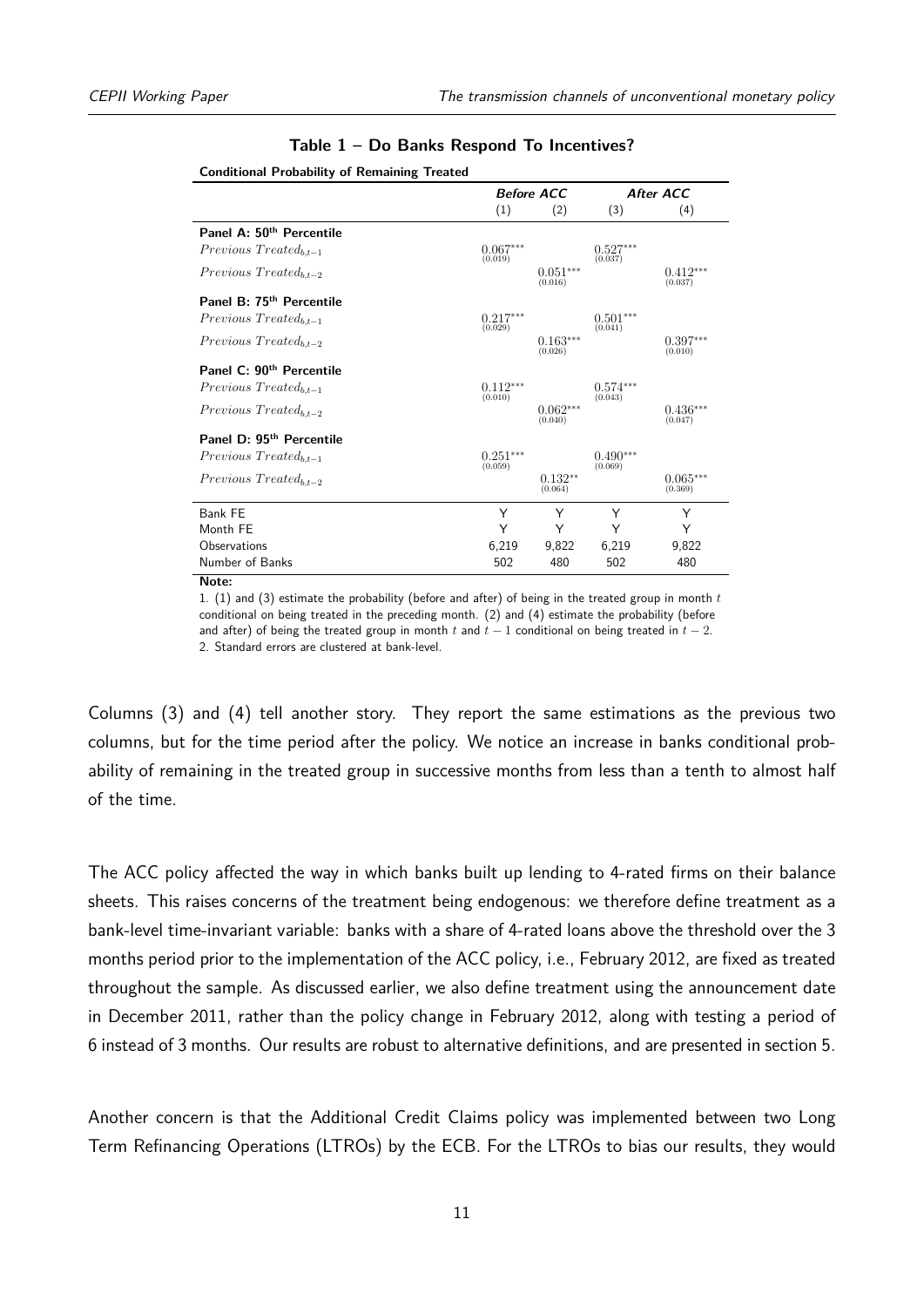**Table 1 – Do Banks Respond To Incentives?**

| **Conditional Probability of Remaining Treated** | *Before ACC* | | *After ACC* | |
|---|---|---|---|---|
| | (1) | (2) | (3) | (4) |
| **Panel A: 50th Percentile** | | | | |
| $Previous\ Treated_{b,t-1}$ | $0.067^{***}$ (0.019) | | $0.527^{***}$ (0.037) | |
| $Previous\ Treated_{b,t-2}$ | | $0.051^{***}$ (0.016) | | $0.412^{***}$ (0.037) |
| **Panel B: 75th Percentile** | | | | |
| $Previous\ Treated_{b,t-1}$ | $0.217^{***}$ (0.029) | | $0.501^{***}$ (0.041) | |
| $Previous\ Treated_{b,t-2}$ | | $0.163^{***}$ (0.026) | | $0.397^{***}$ (0.010) |
| **Panel C: 90th Percentile** | | | | |
| $Previous\ Treated_{b,t-1}$ | $0.112^{***}$ (0.010) | | $0.574^{***}$ (0.043) | |
| $Previous\ Treated_{b,t-2}$ | | $0.062^{***}$ (0.040) | | $0.436^{***}$ (0.047) |
| **Panel D: 95th Percentile** | | | | |
| $Previous\ Treated_{b,t-1}$ | $0.251^{***}$ (0.059) | | $0.490^{***}$ (0.069) | |
| $Previous\ Treated_{b,t-2}$ | | $0.132^{**}$ (0.064) | | $0.065^{***}$ (0.369) |
| Bank FE | Y | Y | Y | Y |
| Month FE | Y | Y | Y | Y |
| Observations | 6,219 | 9,822 | 6,219 | 9,822 |
| Number of Banks | 502 | 480 | 502 | 480 |

**Note:**

1. (1) and (3) estimate the probability (before and after) of being in the treated group in month $t$ conditional on being treated in the preceding month. (2) and (4) estimate the probability (before and after) of being the treated group in month $t$ and $t-1$ conditional on being treated in $t-2$.
2. Standard errors are clustered at bank-level.

Columns (3) and (4) tell another story. They report the same estimations as the previous two columns, but for the time period after the policy. We notice an increase in banks conditional probability of remaining in the treated group in successive months from less than a tenth to almost half of the time.

The ACC policy affected the way in which banks built up lending to 4-rated firms on their balance sheets. This raises concerns of the treatment being endogenous: we therefore define treatment as a bank-level time-invariant variable: banks with a share of 4-rated loans above the threshold over the 3 months period prior to the implementation of the ACC policy, i.e., February 2012, are fixed as treated throughout the sample. As discussed earlier, we also define treatment using the announcement date in December 2011, rather than the policy change in February 2012, along with testing a period of 6 instead of 3 months. Our results are robust to alternative definitions, and are presented in section 5.

Another concern is that the Additional Credit Claims policy was implemented between two Long Term Refinancing Operations (LTROs) by the ECB. For the LTROs to bias our results, they would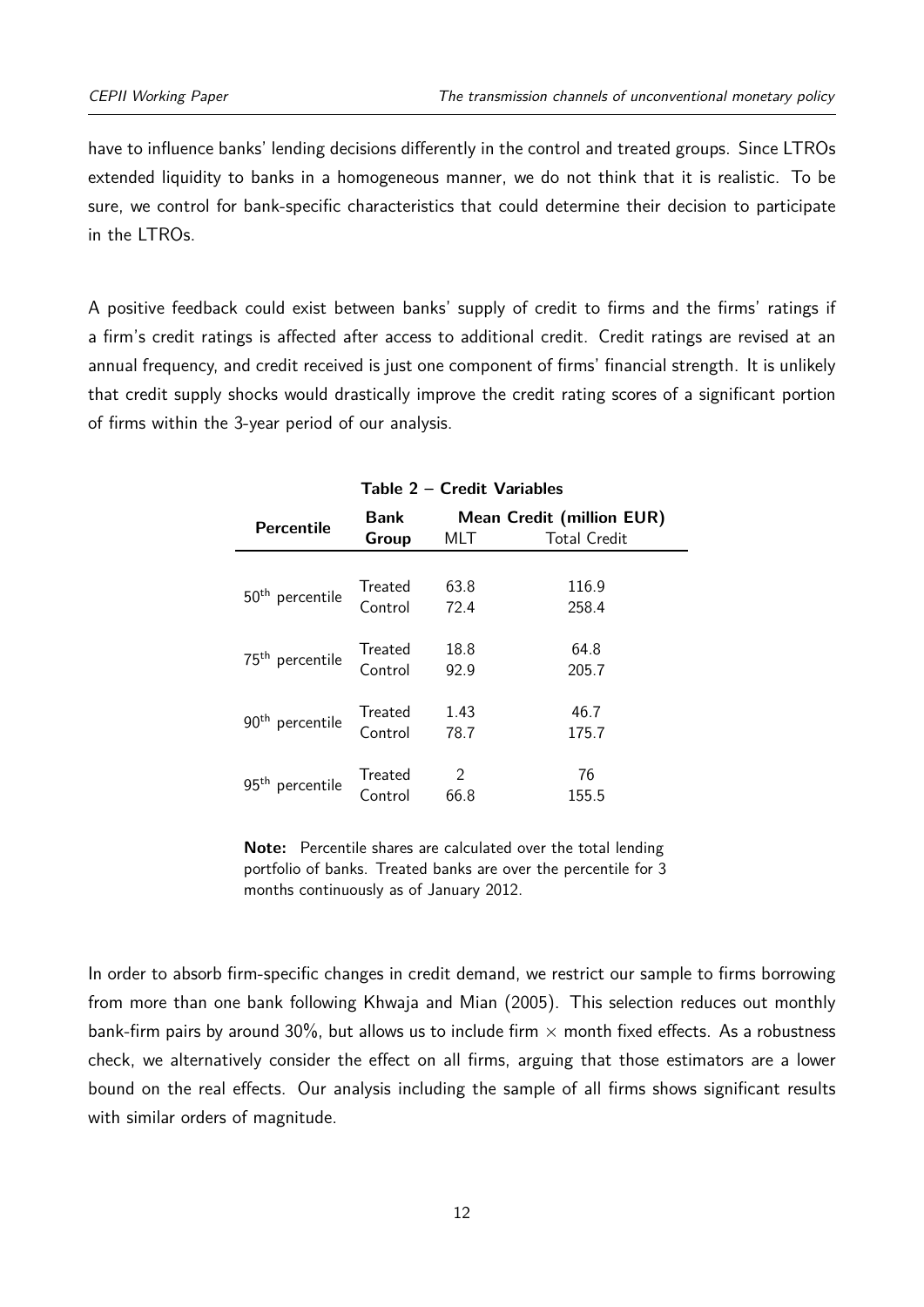have to influence banks' lending decisions differently in the control and treated groups. Since LTROs extended liquidity to banks in a homogeneous manner, we do not think that it is realistic. To be sure, we control for bank-specific characteristics that could determine their decision to participate in the LTROs.

A positive feedback could exist between banks' supply of credit to firms and the firms' ratings if a firm's credit ratings is affected after access to additional credit. Credit ratings are revised at an annual frequency, and credit received is just one component of firms' financial strength. It is unlikely that credit supply shocks would drastically improve the credit rating scores of a significant portion of firms within the 3-year period of our analysis.

**Table 2 – Credit Variables**

| Percentile | Bank Group | Mean Credit (million EUR) | |
|---|---|---|---|
| | | MLT | Total Credit |
| 50th percentile | Treated | 63.8 | 116.9 |
| | Control | 72.4 | 258.4 |
| 75th percentile | Treated | 18.8 | 64.8 |
| | Control | 92.9 | 205.7 |
| 90th percentile | Treated | 1.43 | 46.7 |
| | Control | 78.7 | 175.7 |
| 95th percentile | Treated | 2 | 76 |
| | Control | 66.8 | 155.5 |

**Note:** Percentile shares are calculated over the total lending portfolio of banks. Treated banks are over the percentile for 3 months continuously as of January 2012.

In order to absorb firm-specific changes in credit demand, we restrict our sample to firms borrowing from more than one bank following Khwaja and Mian (2005). This selection reduces out monthly bank-firm pairs by around 30%, but allows us to include firm $\times$ month fixed effects. As a robustness check, we alternatively consider the effect on all firms, arguing that those estimators are a lower bound on the real effects. Our analysis including the sample of all firms shows significant results with similar orders of magnitude.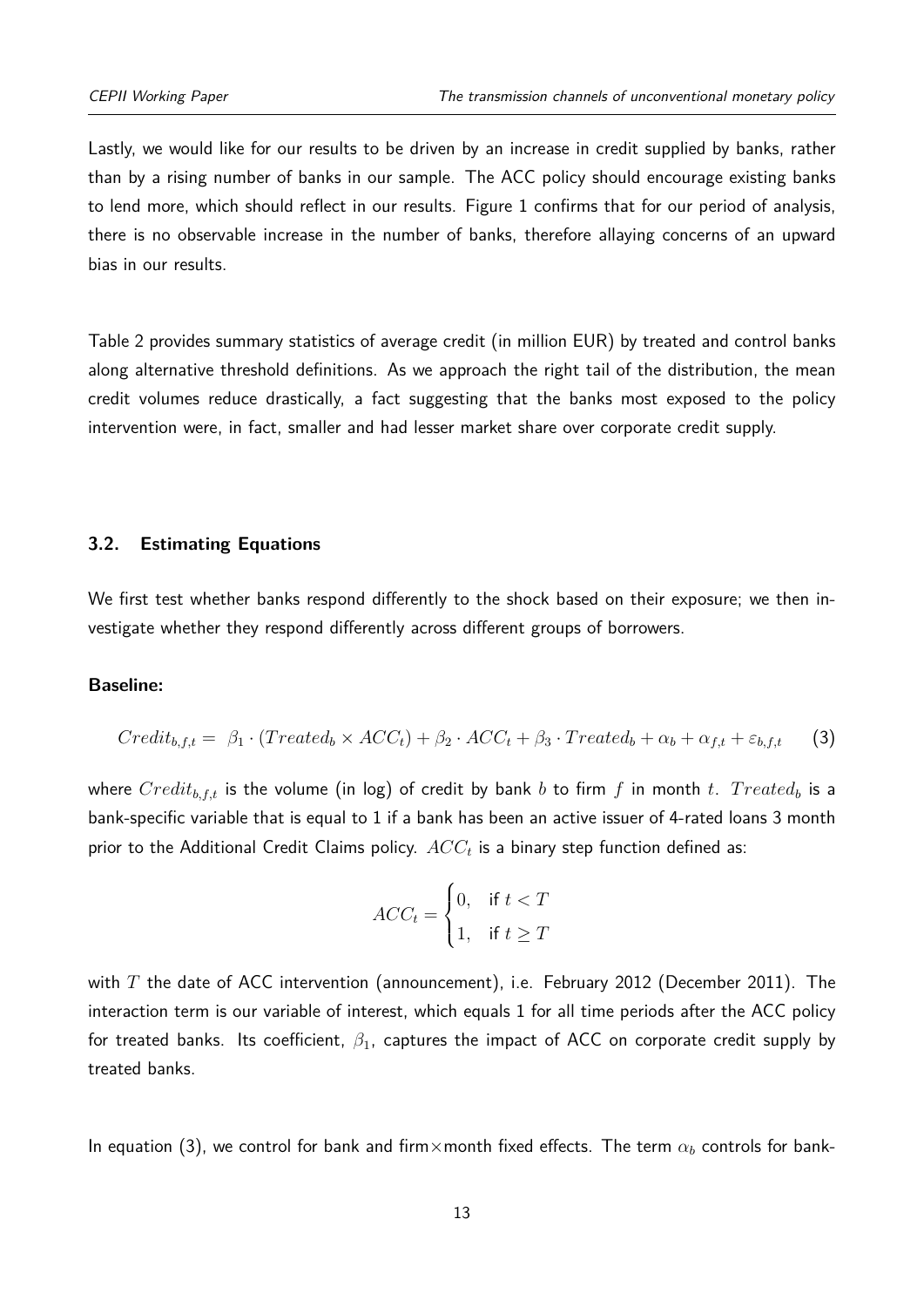Lastly, we would like for our results to be driven by an increase in credit supplied by banks, rather than by a rising number of banks in our sample. The ACC policy should encourage existing banks to lend more, which should reflect in our results. Figure 1 confirms that for our period of analysis, there is no observable increase in the number of banks, therefore allaying concerns of an upward bias in our results.

Table 2 provides summary statistics of average credit (in million EUR) by treated and control banks along alternative threshold definitions. As we approach the right tail of the distribution, the mean credit volumes reduce drastically, a fact suggesting that the banks most exposed to the policy intervention were, in fact, smaller and had lesser market share over corporate credit supply.

### 3.2. Estimating Equations

We first test whether banks respond differently to the shock based on their exposure; we then investigate whether they respond differently across different groups of borrowers.

**Baseline:**

$$Credit_{b,f,t} = \beta_1 \cdot (Treated_b \times ACC_t) + \beta_2 \cdot ACC_t + \beta_3 \cdot Treated_b + \alpha_b + \alpha_{f,t} + \varepsilon_{b,f,t} \qquad (3)$$

where $Credit_{b,f,t}$ is the volume (in log) of credit by bank $b$ to firm $f$ in month $t$. $Treated_b$ is a bank-specific variable that is equal to 1 if a bank has been an active issuer of 4-rated loans 3 month prior to the Additional Credit Claims policy. $ACC_t$ is a binary step function defined as:

$$ACC_t = \begin{cases} 0, & \text{if } t < T \\ 1, & \text{if } t \geq T \end{cases}$$

with $T$ the date of ACC intervention (announcement), i.e. February 2012 (December 2011). The interaction term is our variable of interest, which equals 1 for all time periods after the ACC policy for treated banks. Its coefficient, $\beta_1$, captures the impact of ACC on corporate credit supply by treated banks.

In equation (3), we control for bank and firm×month fixed effects. The term $\alpha_b$ controls for bank-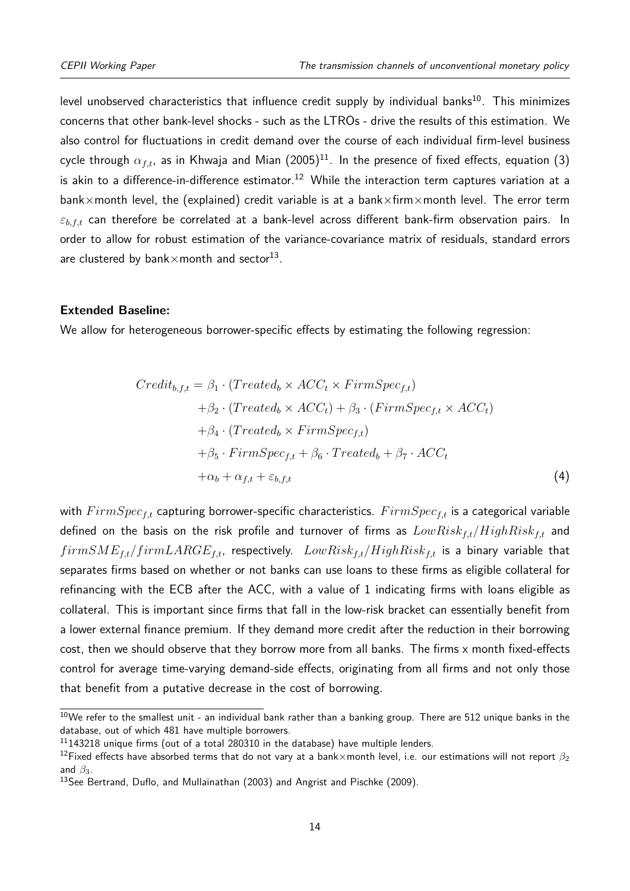level unobserved characteristics that influence credit supply by individual banks[10]. This minimizes concerns that other bank-level shocks - such as the LTROs - drive the results of this estimation. We also control for fluctuations in credit demand over the course of each individual firm-level business cycle through $\alpha_{f,t}$, as in Khwaja and Mian (2005)[11]. In the presence of fixed effects, equation (3) is akin to a difference-in-difference estimator.[12] While the interaction term captures variation at a bank×month level, the (explained) credit variable is at a bank×firm×month level. The error term $\varepsilon_{b,f,t}$ can therefore be correlated at a bank-level across different bank-firm observation pairs. In order to allow for robust estimation of the variance-covariance matrix of residuals, standard errors are clustered by bank×month and sector[13].

**Extended Baseline:**

We allow for heterogeneous borrower-specific effects by estimating the following regression:

$$
\begin{aligned}
Credit_{b,f,t} = & \beta_1 \cdot (Treated_b \times ACC_t \times FirmSpec_{f,t}) \\
& + \beta_2 \cdot (Treated_b \times ACC_t) + \beta_3 \cdot (FirmSpec_{f,t} \times ACC_t) \\
& + \beta_4 \cdot (Treated_b \times FirmSpec_{f,t}) \\
& + \beta_5 \cdot FirmSpec_{f,t} + \beta_6 \cdot Treated_b + \beta_7 \cdot ACC_t \\
& + \alpha_b + \alpha_{f,t} + \varepsilon_{b,f,t}
\end{aligned} \tag{4}
$$

with $FirmSpec_{f,t}$ capturing borrower-specific characteristics. $FirmSpec_{f,t}$ is a categorical variable defined on the basis on the risk profile and turnover of firms as $LowRisk_{f,t}/HighRisk_{f,t}$ and $firmSME_{f,t}/firmLARGE_{f,t}$, respectively. $LowRisk_{f,t}/HighRisk_{f,t}$ is a binary variable that separates firms based on whether or not banks can use loans to these firms as eligible collateral for refinancing with the ECB after the ACC, with a value of 1 indicating firms with loans eligible as collateral. This is important since firms that fall in the low-risk bracket can essentially benefit from a lower external finance premium. If they demand more credit after the reduction in their borrowing cost, then we should observe that they borrow more from all banks. The firms x month fixed-effects control for average time-varying demand-side effects, originating from all firms and not only those that benefit from a putative decrease in the cost of borrowing.

---

[10] We refer to the smallest unit - an individual bank rather than a banking group. There are 512 unique banks in the database, out of which 481 have multiple borrowers.

[11] 143218 unique firms (out of a total 280310 in the database) have multiple lenders.

[12] Fixed effects have absorbed terms that do not vary at a bank×month level, i.e. our estimations will not report $\beta_2$ and $\beta_3$.

[13] See Bertrand, Duflo, and Mullainathan (2003) and Angrist and Pischke (2009).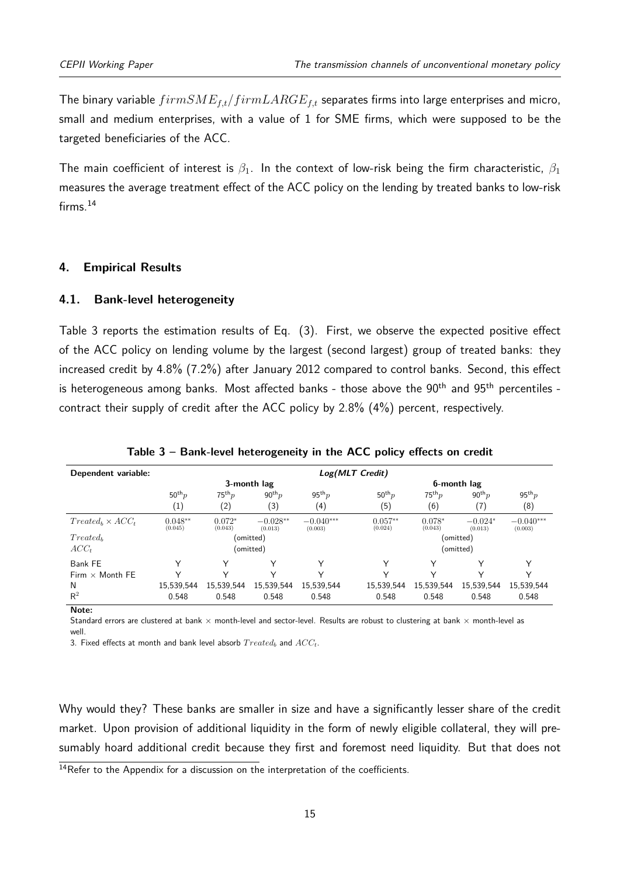The binary variable $firmSME_{f,t}/firmLARGE_{f,t}$ separates firms into large enterprises and micro, small and medium enterprises, with a value of 1 for SME firms, which were supposed to be the targeted beneficiaries of the ACC.

The main coefficient of interest is $\beta_1$. In the context of low-risk being the firm characteristic, $\beta_1$ measures the average treatment effect of the ACC policy on the lending by treated banks to low-risk firms.[14]

## 4. Empirical Results

### 4.1. Bank-level heterogeneity

Table 3 reports the estimation results of Eq. (3). First, we observe the expected positive effect of the ACC policy on lending volume by the largest (second largest) group of treated banks: they increased credit by 4.8% (7.2%) after January 2012 compared to control banks. Second, this effect is heterogeneous among banks. Most affected banks - those above the 90th and 95th percentiles - contract their supply of credit after the ACC policy by 2.8% (4%) percent, respectively.

**Table 3 – Bank-level heterogeneity in the ACC policy effects on credit**

| Dependent variable: | *Log(MLT Credit)* | | | | | | | |
|---|---|---|---|---|---|---|---|---|
| | 3-month lag | | | | 6-month lag | | | |
| | $50^{th}p$ | $75^{th}p$ | $90^{th}p$ | $95^{th}p$ | $50^{th}p$ | $75^{th}p$ | $90^{th}p$ | $95^{th}p$ |
| | (1) | (2) | (3) | (4) | (5) | (6) | (7) | (8) |
| $Treated_b \times ACC_t$ | $0.048^{**}$ (0.045) | $0.072^{*}$ (0.043) | $-0.028^{**}$ (0.013) | $-0.040^{***}$ (0.003) | $0.057^{**}$ (0.024) | $0.078^{*}$ (0.043) | $-0.024^{*}$ (0.013) | $-0.040^{***}$ (0.003) |
| $Treated_b$ | (omitted) | | | | (omitted) | | | |
| $ACC_t$ | (omitted) | | | | (omitted) | | | |
| Bank FE | Y | Y | Y | Y | Y | Y | Y | Y |
| Firm × Month FE | Y | Y | Y | Y | Y | Y | Y | Y |
| N | 15,539,544 | 15,539,544 | 15,539,544 | 15,539,544 | 15,539,544 | 15,539,544 | 15,539,544 | 15,539,544 |
| $R^2$ | 0.548 | 0.548 | 0.548 | 0.548 | 0.548 | 0.548 | 0.548 | 0.548 |

**Note:**

Standard errors are clustered at bank × month-level and sector-level. Results are robust to clustering at bank × month-level as well.

3. Fixed effects at month and bank level absorb $Treated_b$ and $ACC_t$.

Why would they? These banks are smaller in size and have a significantly lesser share of the credit market. Upon provision of additional liquidity in the form of newly eligible collateral, they will presumably hoard additional credit because they first and foremost need liquidity. But that does not

[14] Refer to the Appendix for a discussion on the interpretation of the coefficients.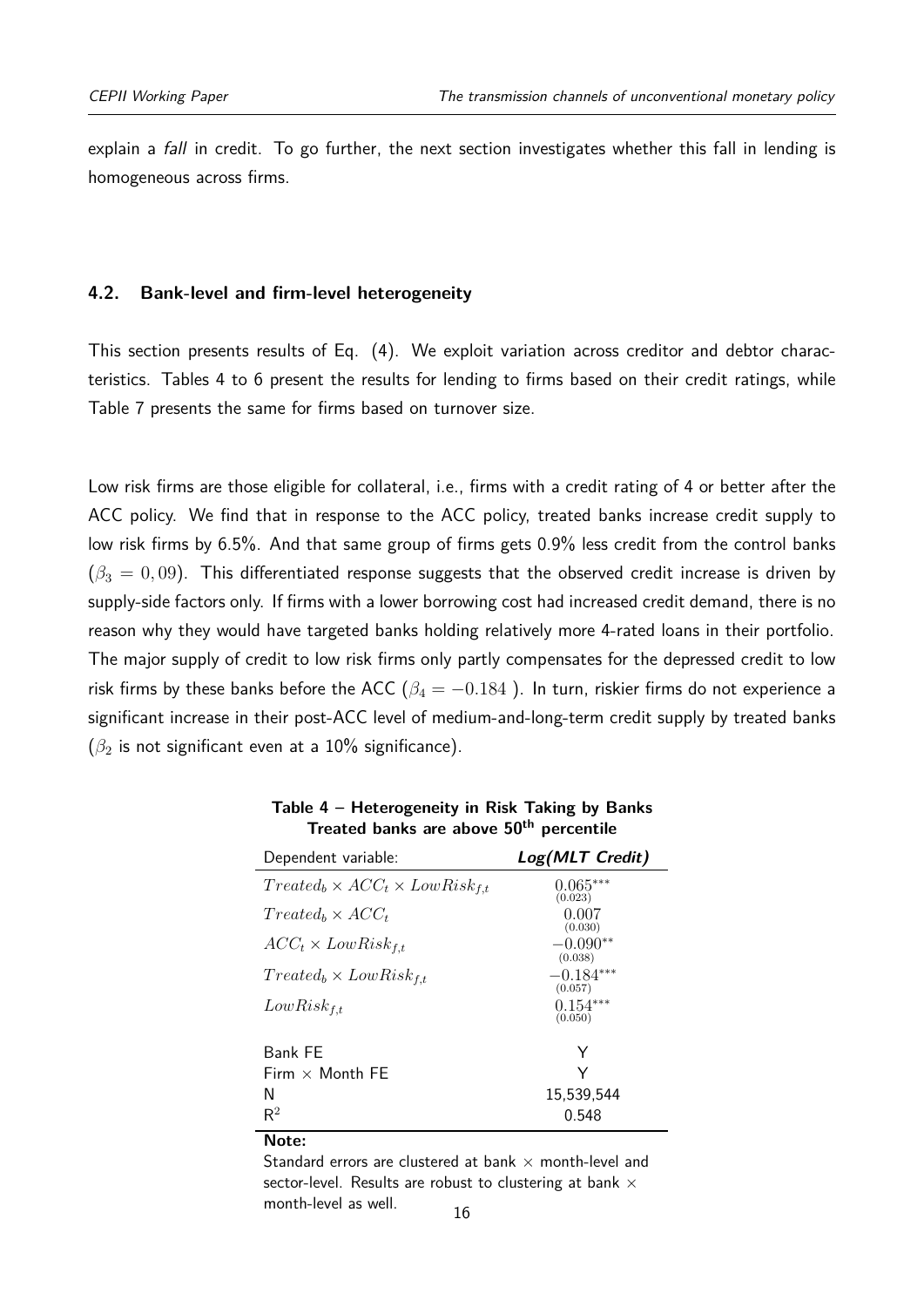explain a *fall* in credit. To go further, the next section investigates whether this fall in lending is homogeneous across firms.

### 4.2. Bank-level and firm-level heterogeneity

This section presents results of Eq. (4). We exploit variation across creditor and debtor characteristics. Tables 4 to 6 present the results for lending to firms based on their credit ratings, while Table 7 presents the same for firms based on turnover size.

Low risk firms are those eligible for collateral, i.e., firms with a credit rating of 4 or better after the ACC policy. We find that in response to the ACC policy, treated banks increase credit supply to low risk firms by 6.5%. And that same group of firms gets 0.9% less credit from the control banks ($\beta_3 = 0,09$). This differentiated response suggests that the observed credit increase is driven by supply-side factors only. If firms with a lower borrowing cost had increased credit demand, there is no reason why they would have targeted banks holding relatively more 4-rated loans in their portfolio. The major supply of credit to low risk firms only partly compensates for the depressed credit to low risk firms by these banks before the ACC ($\beta_4 = -0.184$ ). In turn, riskier firms do not experience a significant increase in their post-ACC level of medium-and-long-term credit supply by treated banks ($\beta_2$ is not significant even at a 10% significance).

**Table 4 – Heterogeneity in Risk Taking by Banks**
**Treated banks are above 50[th] percentile**

| Dependent variable: | ***Log(MLT Credit)*** |
|---|---|
| $Treated_b \times ACC_t \times LowRisk_{f,t}$ | $0.065^{***}$ (0.023) |
| $Treated_b \times ACC_t$ | 0.007 (0.030) |
| $ACC_t \times LowRisk_{f,t}$ | $-0.090^{**}$ (0.038) |
| $Treated_b \times LowRisk_{f,t}$ | $-0.184^{***}$ (0.057) |
| $LowRisk_{f,t}$ | $0.154^{***}$ (0.050) |
| Bank FE | Y |
| Firm $\times$ Month FE | Y |
| N | 15,539,544 |
| $R^2$ | 0.548 |

**Note:**
Standard errors are clustered at bank $\times$ month-level and sector-level. Results are robust to clustering at bank $\times$ month-level as well.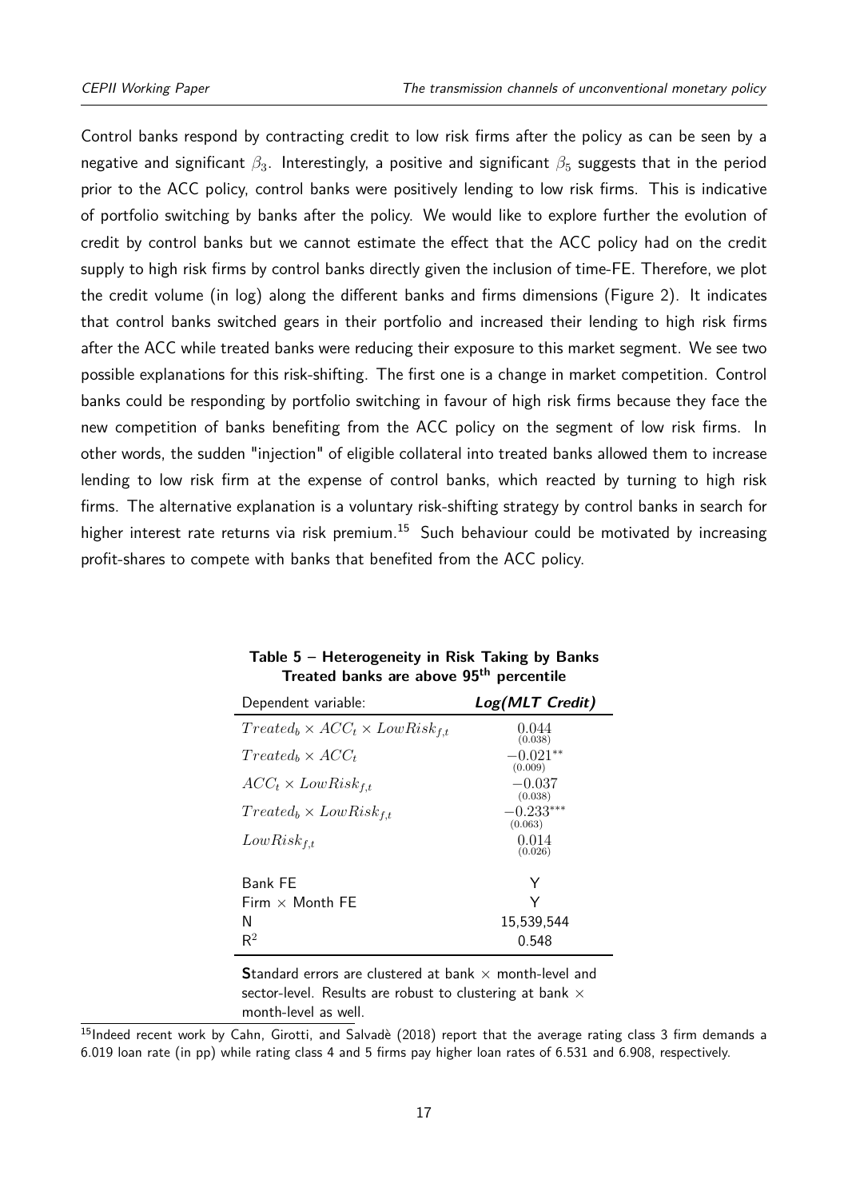Control banks respond by contracting credit to low risk firms after the policy as can be seen by a negative and significant $\beta_3$. Interestingly, a positive and significant $\beta_5$ suggests that in the period prior to the ACC policy, control banks were positively lending to low risk firms. This is indicative of portfolio switching by banks after the policy. We would like to explore further the evolution of credit by control banks but we cannot estimate the effect that the ACC policy had on the credit supply to high risk firms by control banks directly given the inclusion of time-FE. Therefore, we plot the credit volume (in log) along the different banks and firms dimensions (Figure 2). It indicates that control banks switched gears in their portfolio and increased their lending to high risk firms after the ACC while treated banks were reducing their exposure to this market segment. We see two possible explanations for this risk-shifting. The first one is a change in market competition. Control banks could be responding by portfolio switching in favour of high risk firms because they face the new competition of banks benefiting from the ACC policy on the segment of low risk firms. In other words, the sudden "injection" of eligible collateral into treated banks allowed them to increase lending to low risk firm at the expense of control banks, which reacted by turning to high risk firms. The alternative explanation is a voluntary risk-shifting strategy by control banks in search for higher interest rate returns via risk premium.[15] Such behaviour could be motivated by increasing profit-shares to compete with banks that benefited from the ACC policy.

**Table 5 – Heterogeneity in Risk Taking by Banks**
**Treated banks are above 95th percentile**

| Dependent variable: | *Log(MLT Credit)* |
|---|---|
| $Treated_b \times ACC_t \times LowRisk_{f,t}$ | 0.044 (0.038) |
| $Treated_b \times ACC_t$ | $-0.021^{**}$ (0.009) |
| $ACC_t \times LowRisk_{f,t}$ | $-0.037$ (0.038) |
| $Treated_b \times LowRisk_{f,t}$ | $-0.233^{***}$ (0.063) |
| $LowRisk_{f,t}$ | 0.014 (0.026) |
| Bank FE | Y |
| Firm $\times$ Month FE | Y |
| N | 15,539,544 |
| $R^2$ | 0.548 |

**S**tandard errors are clustered at bank $\times$ month-level and sector-level. Results are robust to clustering at bank $\times$ month-level as well.

[15] Indeed recent work by Cahn, Girotti, and Salvadè (2018) report that the average rating class 3 firm demands a 6.019 loan rate (in pp) while rating class 4 and 5 firms pay higher loan rates of 6.531 and 6.908, respectively.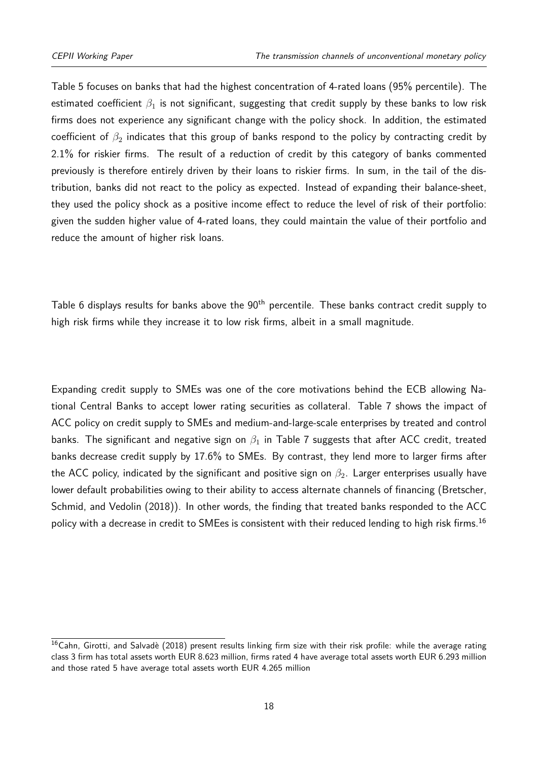Table 5 focuses on banks that had the highest concentration of 4-rated loans (95% percentile). The estimated coefficient $\beta_1$ is not significant, suggesting that credit supply by these banks to low risk firms does not experience any significant change with the policy shock. In addition, the estimated coefficient of $\beta_2$ indicates that this group of banks respond to the policy by contracting credit by 2.1% for riskier firms. The result of a reduction of credit by this category of banks commented previously is therefore entirely driven by their loans to riskier firms. In sum, in the tail of the distribution, banks did not react to the policy as expected. Instead of expanding their balance-sheet, they used the policy shock as a positive income effect to reduce the level of risk of their portfolio: given the sudden higher value of 4-rated loans, they could maintain the value of their portfolio and reduce the amount of higher risk loans.

Table 6 displays results for banks above the $90^{\text{th}}$ percentile. These banks contract credit supply to high risk firms while they increase it to low risk firms, albeit in a small magnitude.

Expanding credit supply to SMEs was one of the core motivations behind the ECB allowing National Central Banks to accept lower rating securities as collateral. Table 7 shows the impact of ACC policy on credit supply to SMEs and medium-and-large-scale enterprises by treated and control banks. The significant and negative sign on $\beta_1$ in Table 7 suggests that after ACC credit, treated banks decrease credit supply by 17.6% to SMEs. By contrast, they lend more to larger firms after the ACC policy, indicated by the significant and positive sign on $\beta_2$. Larger enterprises usually have lower default probabilities owing to their ability to access alternate channels of financing (Bretscher, Schmid, and Vedolin (2018)). In other words, the finding that treated banks responded to the ACC policy with a decrease in credit to SMEes is consistent with their reduced lending to high risk firms.[16]

[16] Cahn, Girotti, and Salvadè (2018) present results linking firm size with their risk profile: while the average rating class 3 firm has total assets worth EUR 8.623 million, firms rated 4 have average total assets worth EUR 6.293 million and those rated 5 have average total assets worth EUR 4.265 million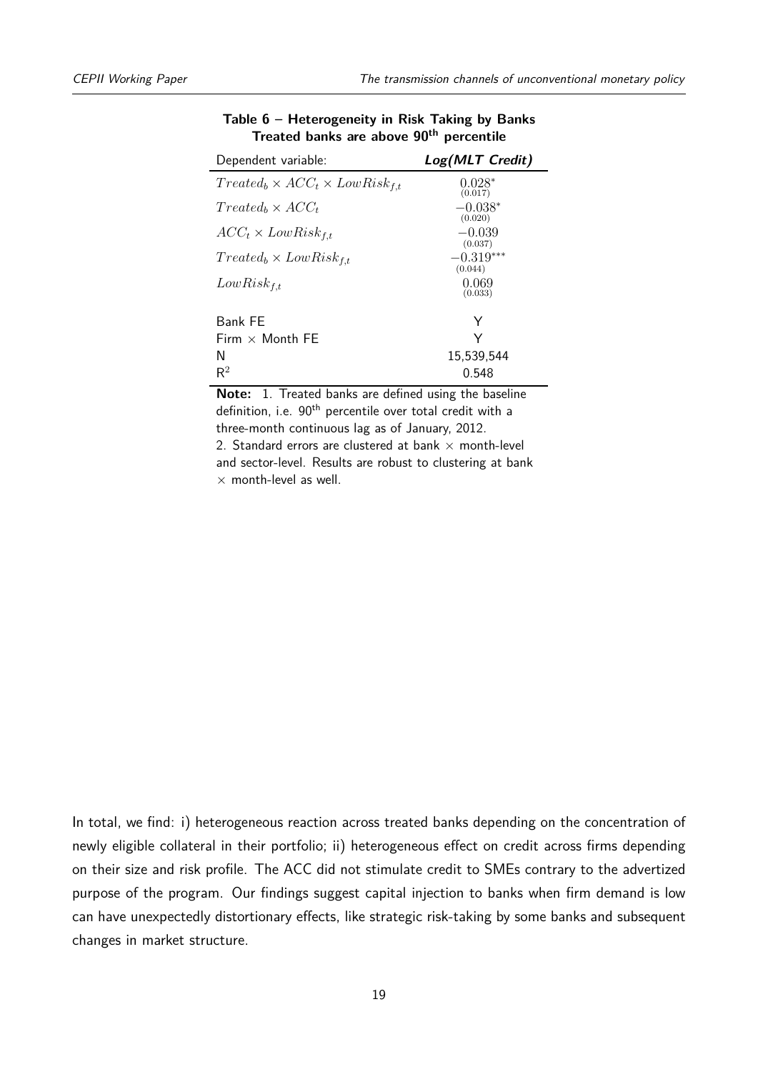**Table 6 – Heterogeneity in Risk Taking by Banks**
**Treated banks are above 90th percentile**

| Dependent variable: | ***Log(MLT Credit)*** |
|---|---|
| $Treated_b \times ACC_t \times LowRisk_{f,t}$ | $0.028^{*}$ (0.017) |
| $Treated_b \times ACC_t$ | $-0.038^{*}$ (0.020) |
| $ACC_t \times LowRisk_{f,t}$ | $-0.039$ (0.037) |
| $Treated_b \times LowRisk_{f,t}$ | $-0.319^{***}$ (0.044) |
| $LowRisk_{f,t}$ | $0.069$ (0.033) |
| Bank FE | Y |
| Firm × Month FE | Y |
| N | 15,539,544 |
| $R^2$ | 0.548 |

**Note:** 1. Treated banks are defined using the baseline definition, i.e. 90th percentile over total credit with a three-month continuous lag as of January, 2012.
2. Standard errors are clustered at bank × month-level and sector-level. Results are robust to clustering at bank × month-level as well.

In total, we find: i) heterogeneous reaction across treated banks depending on the concentration of newly eligible collateral in their portfolio; ii) heterogeneous effect on credit across firms depending on their size and risk profile. The ACC did not stimulate credit to SMEs contrary to the advertized purpose of the program. Our findings suggest capital injection to banks when firm demand is low can have unexpectedly distortionary effects, like strategic risk-taking by some banks and subsequent changes in market structure.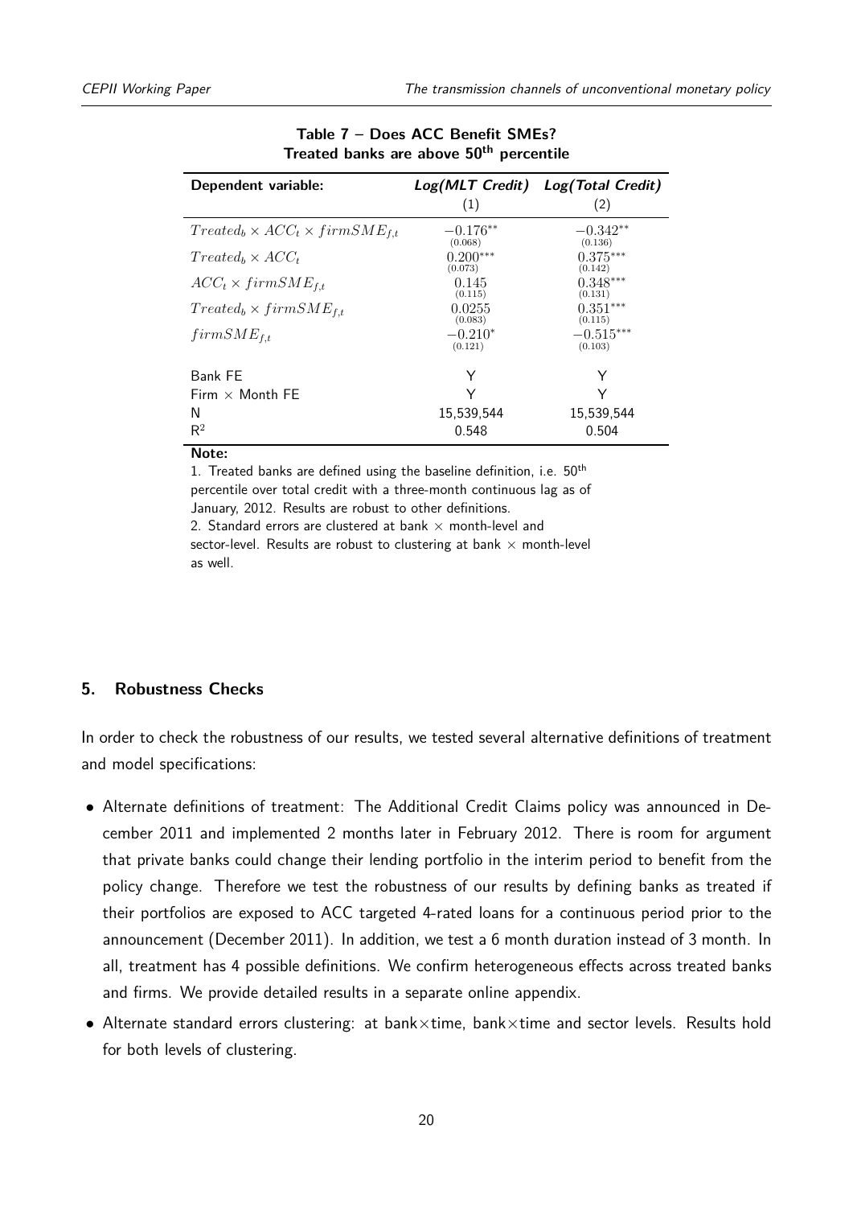**Table 7 – Does ACC Benefit SMEs?**
**Treated banks are above 50th percentile**

| Dependent variable: | *Log(MLT Credit)* (1) | *Log(Total Credit)* (2) |
|---|---|---|
| $Treated_b \times ACC_t \times firmSME_{f,t}$ | $-0.176^{**}$ (0.068) | $-0.342^{**}$ (0.136) |
| $Treated_b \times ACC_t$ | $0.200^{***}$ (0.073) | $0.375^{***}$ (0.142) |
| $ACC_t \times firmSME_{f,t}$ | 0.145 (0.115) | $0.348^{***}$ (0.131) |
| $Treated_b \times firmSME_{f,t}$ | 0.0255 (0.083) | $0.351^{***}$ (0.115) |
| $firmSME_{f,t}$ | $-0.210^{*}$ (0.121) | $-0.515^{***}$ (0.103) |
| Bank FE | Y | Y |
| Firm × Month FE | Y | Y |
| N | 15,539,544 | 15,539,544 |
| $R^2$ | 0.548 | 0.504 |

**Note:**
1. Treated banks are defined using the baseline definition, i.e. 50th percentile over total credit with a three-month continuous lag as of January, 2012. Results are robust to other definitions.
2. Standard errors are clustered at bank × month-level and sector-level. Results are robust to clustering at bank × month-level as well.

## 5. Robustness Checks

In order to check the robustness of our results, we tested several alternative definitions of treatment and model specifications:

- Alternate definitions of treatment: The Additional Credit Claims policy was announced in December 2011 and implemented 2 months later in February 2012. There is room for argument that private banks could change their lending portfolio in the interim period to benefit from the policy change. Therefore we test the robustness of our results by defining banks as treated if their portfolios are exposed to ACC targeted 4-rated loans for a continuous period prior to the announcement (December 2011). In addition, we test a 6 month duration instead of 3 month. In all, treatment has 4 possible definitions. We confirm heterogeneous effects across treated banks and firms. We provide detailed results in a separate online appendix.
- Alternate standard errors clustering: at bank×time, bank×time and sector levels. Results hold for both levels of clustering.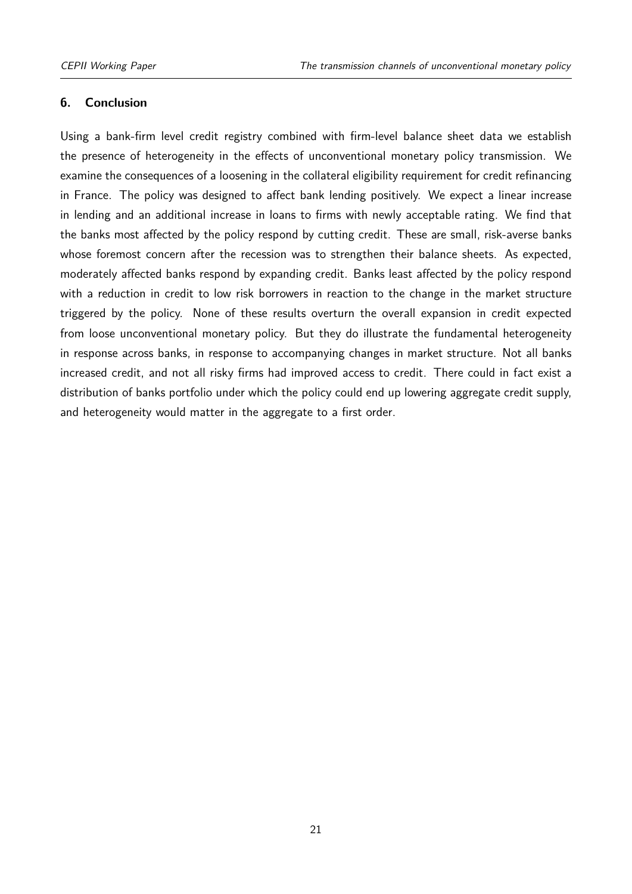## 6. Conclusion

Using a bank-firm level credit registry combined with firm-level balance sheet data we establish the presence of heterogeneity in the effects of unconventional monetary policy transmission. We examine the consequences of a loosening in the collateral eligibility requirement for credit refinancing in France. The policy was designed to affect bank lending positively. We expect a linear increase in lending and an additional increase in loans to firms with newly acceptable rating. We find that the banks most affected by the policy respond by cutting credit. These are small, risk-averse banks whose foremost concern after the recession was to strengthen their balance sheets. As expected, moderately affected banks respond by expanding credit. Banks least affected by the policy respond with a reduction in credit to low risk borrowers in reaction to the change in the market structure triggered by the policy. None of these results overturn the overall expansion in credit expected from loose unconventional monetary policy. But they do illustrate the fundamental heterogeneity in response across banks, in response to accompanying changes in market structure. Not all banks increased credit, and not all risky firms had improved access to credit. There could in fact exist a distribution of banks portfolio under which the policy could end up lowering aggregate credit supply, and heterogeneity would matter in the aggregate to a first order.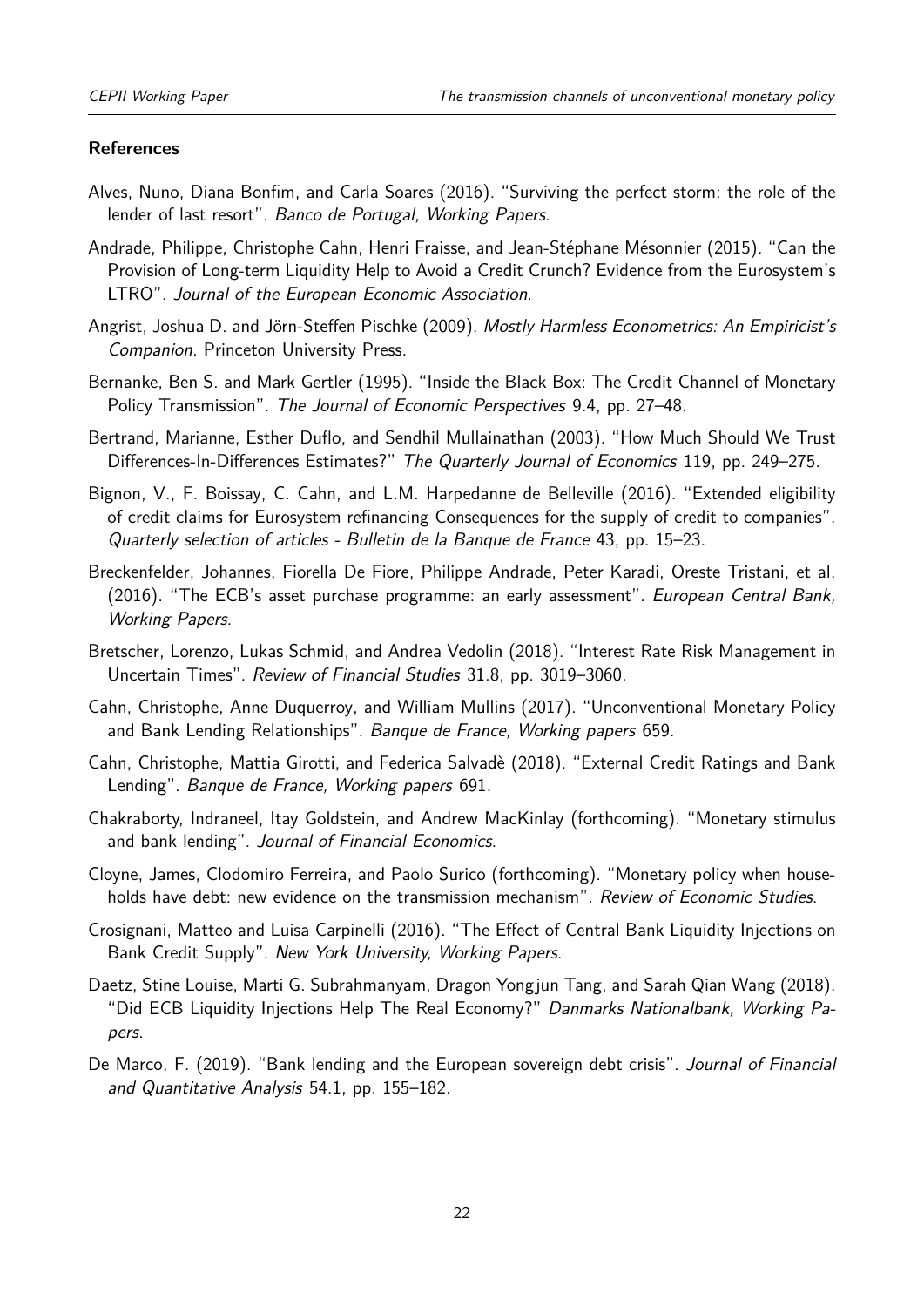## References

Alves, Nuno, Diana Bonfim, and Carla Soares (2016). "Surviving the perfect storm: the role of the lender of last resort". *Banco de Portugal, Working Papers*.

Andrade, Philippe, Christophe Cahn, Henri Fraisse, and Jean-Stéphane Mésonnier (2015). "Can the Provision of Long-term Liquidity Help to Avoid a Credit Crunch? Evidence from the Eurosystem's LTRO". *Journal of the European Economic Association*.

Angrist, Joshua D. and Jörn-Steffen Pischke (2009). *Mostly Harmless Econometrics: An Empiricist's Companion*. Princeton University Press.

Bernanke, Ben S. and Mark Gertler (1995). "Inside the Black Box: The Credit Channel of Monetary Policy Transmission". *The Journal of Economic Perspectives* 9.4, pp. 27–48.

Bertrand, Marianne, Esther Duflo, and Sendhil Mullainathan (2003). "How Much Should We Trust Differences-In-Differences Estimates?" *The Quarterly Journal of Economics* 119, pp. 249–275.

Bignon, V., F. Boissay, C. Cahn, and L.M. Harpedanne de Belleville (2016). "Extended eligibility of credit claims for Eurosystem refinancing Consequences for the supply of credit to companies". *Quarterly selection of articles - Bulletin de la Banque de France* 43, pp. 15–23.

Breckenfelder, Johannes, Fiorella De Fiore, Philippe Andrade, Peter Karadi, Oreste Tristani, et al. (2016). "The ECB's asset purchase programme: an early assessment". *European Central Bank, Working Papers*.

Bretscher, Lorenzo, Lukas Schmid, and Andrea Vedolin (2018). "Interest Rate Risk Management in Uncertain Times". *Review of Financial Studies* 31.8, pp. 3019–3060.

Cahn, Christophe, Anne Duquerroy, and William Mullins (2017). "Unconventional Monetary Policy and Bank Lending Relationships". *Banque de France, Working papers* 659.

Cahn, Christophe, Mattia Girotti, and Federica Salvadè (2018). "External Credit Ratings and Bank Lending". *Banque de France, Working papers* 691.

Chakraborty, Indraneel, Itay Goldstein, and Andrew MacKinlay (forthcoming). "Monetary stimulus and bank lending". *Journal of Financial Economics*.

Cloyne, James, Clodomiro Ferreira, and Paolo Surico (forthcoming). "Monetary policy when households have debt: new evidence on the transmission mechanism". *Review of Economic Studies*.

Crosignani, Matteo and Luisa Carpinelli (2016). "The Effect of Central Bank Liquidity Injections on Bank Credit Supply". *New York University, Working Papers*.

Daetz, Stine Louise, Marti G. Subrahmanyam, Dragon Yongjun Tang, and Sarah Qian Wang (2018). "Did ECB Liquidity Injections Help The Real Economy?" *Danmarks Nationalbank, Working Papers*.

De Marco, F. (2019). "Bank lending and the European sovereign debt crisis". *Journal of Financial and Quantitative Analysis* 54.1, pp. 155–182.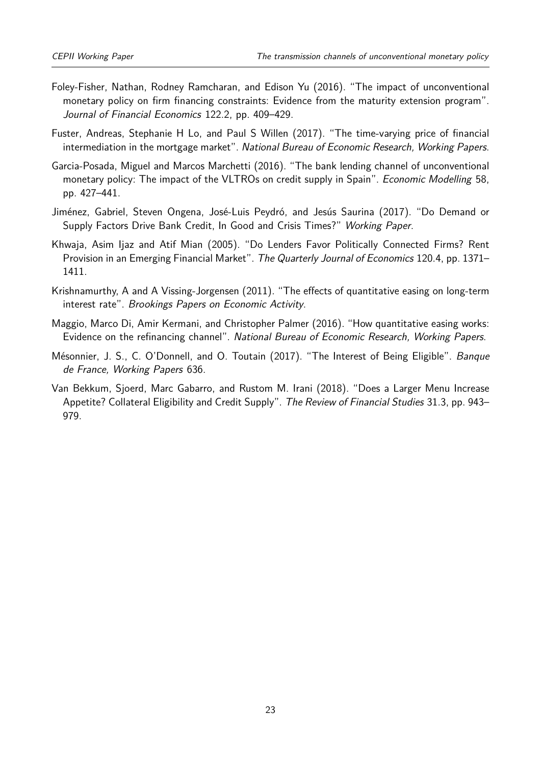Foley-Fisher, Nathan, Rodney Ramcharan, and Edison Yu (2016). "The impact of unconventional monetary policy on firm financing constraints: Evidence from the maturity extension program". *Journal of Financial Economics* 122.2, pp. 409–429.

Fuster, Andreas, Stephanie H Lo, and Paul S Willen (2017). "The time-varying price of financial intermediation in the mortgage market". *National Bureau of Economic Research, Working Papers*.

Garcia-Posada, Miguel and Marcos Marchetti (2016). "The bank lending channel of unconventional monetary policy: The impact of the VLTROs on credit supply in Spain". *Economic Modelling* 58, pp. 427–441.

Jiménez, Gabriel, Steven Ongena, José-Luis Peydró, and Jesús Saurina (2017). "Do Demand or Supply Factors Drive Bank Credit, In Good and Crisis Times?" *Working Paper*.

Khwaja, Asim Ijaz and Atif Mian (2005). "Do Lenders Favor Politically Connected Firms? Rent Provision in an Emerging Financial Market". *The Quarterly Journal of Economics* 120.4, pp. 1371–1411.

Krishnamurthy, A and A Vissing-Jorgensen (2011). "The effects of quantitative easing on long-term interest rate". *Brookings Papers on Economic Activity*.

Maggio, Marco Di, Amir Kermani, and Christopher Palmer (2016). "How quantitative easing works: Evidence on the refinancing channel". *National Bureau of Economic Research, Working Papers*.

Mésonnier, J. S., C. O'Donnell, and O. Toutain (2017). "The Interest of Being Eligible". *Banque de France, Working Papers* 636.

Van Bekkum, Sjoerd, Marc Gabarro, and Rustom M. Irani (2018). "Does a Larger Menu Increase Appetite? Collateral Eligibility and Credit Supply". *The Review of Financial Studies* 31.3, pp. 943–979.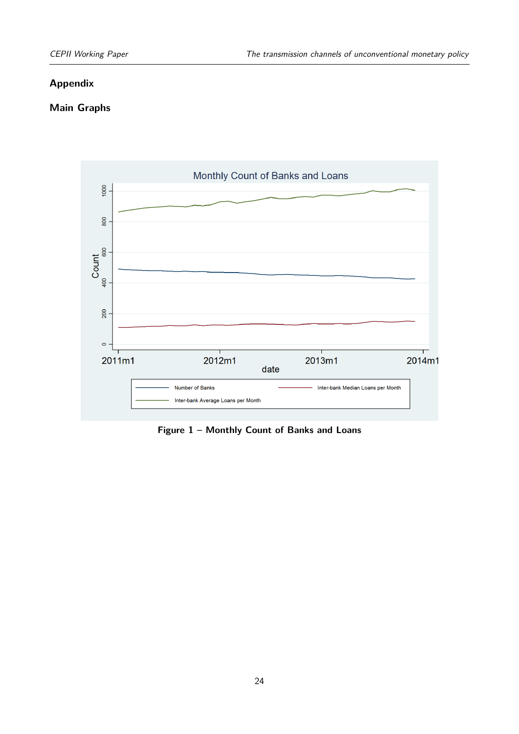## Appendix

### Main Graphs

Figure 1 – Monthly Count of Banks and Loans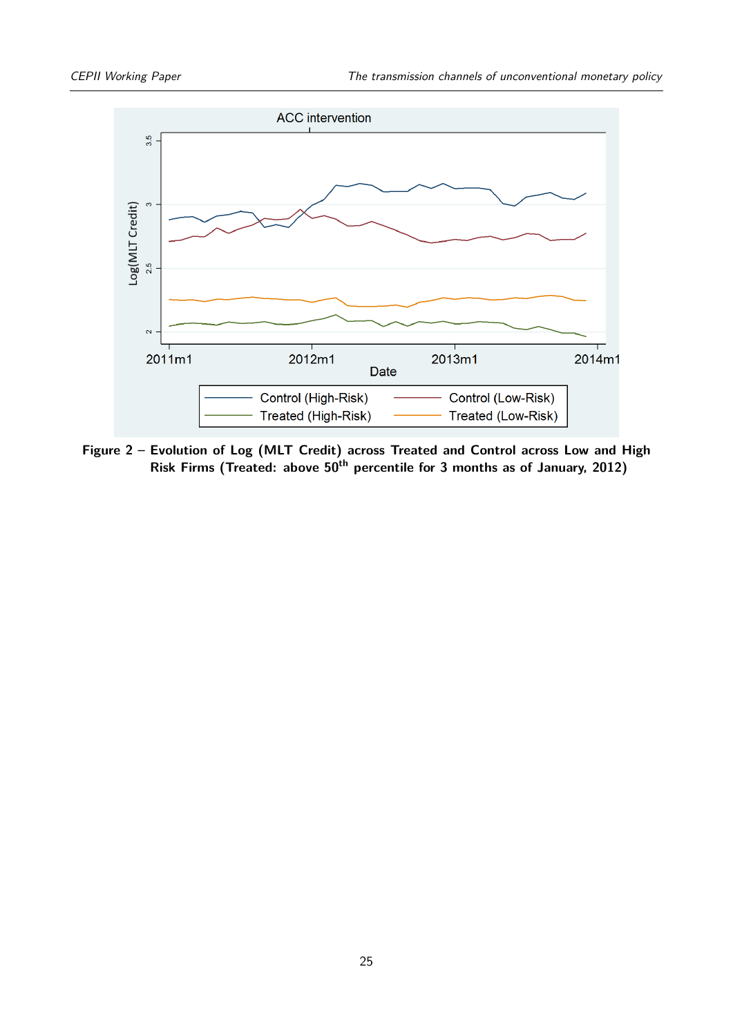**Figure 2 – Evolution of Log (MLT Credit) across Treated and Control across Low and High Risk Firms (Treated: above 50th percentile for 3 months as of January, 2012)**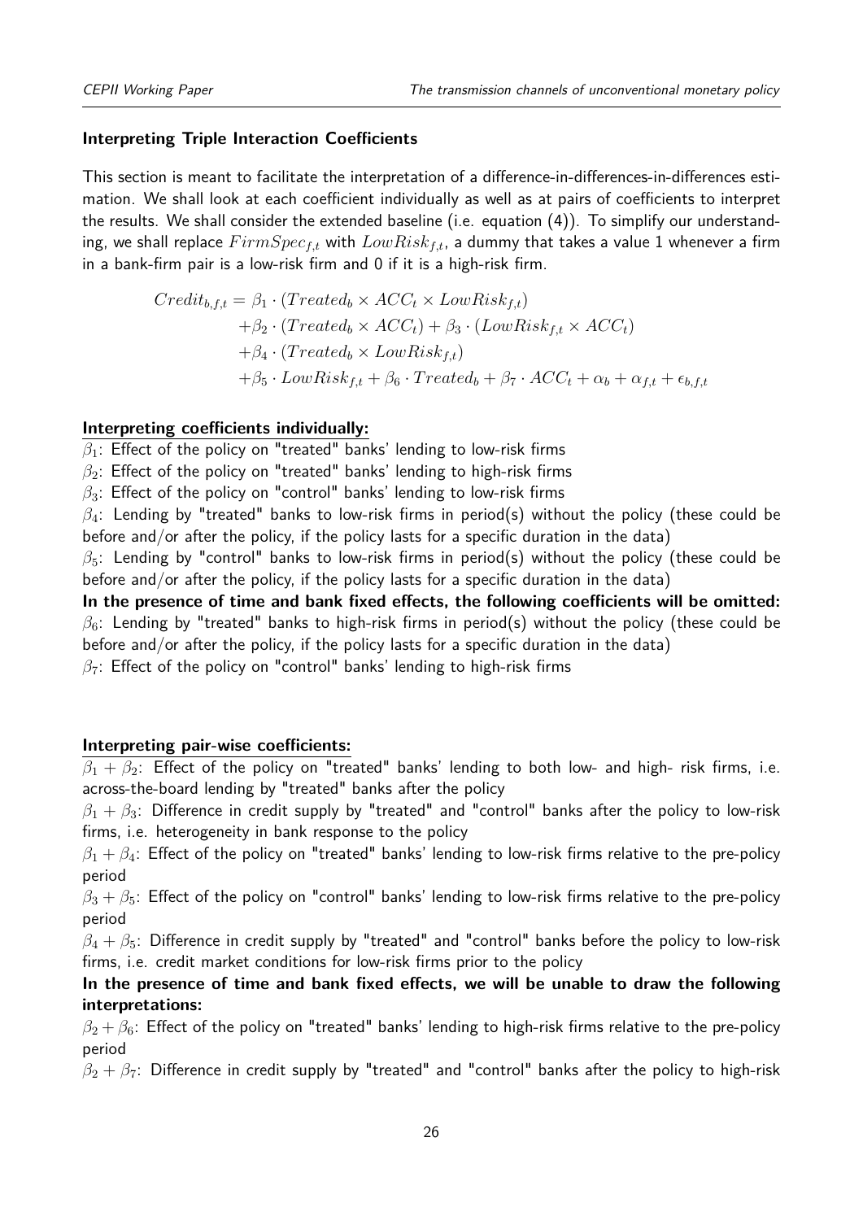### Interpreting Triple Interaction Coefficients

This section is meant to facilitate the interpretation of a difference-in-differences-in-differences estimation. We shall look at each coefficient individually as well as at pairs of coefficients to interpret the results. We shall consider the extended baseline (i.e. equation (4)). To simplify our understanding, we shall replace $FirmSpec_{f,t}$ with $LowRisk_{f,t}$, a dummy that takes a value 1 whenever a firm in a bank-firm pair is a low-risk firm and 0 if it is a high-risk firm.

$$
\begin{aligned}
Credit_{b,f,t} = &\ \beta_1 \cdot (Treated_b \times ACC_t \times LowRisk_{f,t}) \\
&+\beta_2 \cdot (Treated_b \times ACC_t) + \beta_3 \cdot (LowRisk_{f,t} \times ACC_t) \\
&+\beta_4 \cdot (Treated_b \times LowRisk_{f,t}) \\
&+\beta_5 \cdot LowRisk_{f,t} + \beta_6 \cdot Treated_b + \beta_7 \cdot ACC_t + \alpha_b + \alpha_{f,t} + \epsilon_{b,f,t}
\end{aligned}
$$

**Interpreting coefficients individually:**

$\beta_1$: Effect of the policy on "treated" banks' lending to low-risk firms

$\beta_2$: Effect of the policy on "treated" banks' lending to high-risk firms

$\beta_3$: Effect of the policy on "control" banks' lending to low-risk firms

$\beta_4$: Lending by "treated" banks to low-risk firms in period(s) without the policy (these could be before and/or after the policy, if the policy lasts for a specific duration in the data)

$\beta_5$: Lending by "control" banks to low-risk firms in period(s) without the policy (these could be before and/or after the policy, if the policy lasts for a specific duration in the data)

**In the presence of time and bank fixed effects, the following coefficients will be omitted:**

$\beta_6$: Lending by "treated" banks to high-risk firms in period(s) without the policy (these could be before and/or after the policy, if the policy lasts for a specific duration in the data)

$\beta_7$: Effect of the policy on "control" banks' lending to high-risk firms

**Interpreting pair-wise coefficients:**

$\beta_1 + \beta_2$: Effect of the policy on "treated" banks' lending to both low- and high- risk firms, i.e. across-the-board lending by "treated" banks after the policy

$\beta_1 + \beta_3$: Difference in credit supply by "treated" and "control" banks after the policy to low-risk firms, i.e. heterogeneity in bank response to the policy

$\beta_1 + \beta_4$: Effect of the policy on "treated" banks' lending to low-risk firms relative to the pre-policy period

$\beta_3 + \beta_5$: Effect of the policy on "control" banks' lending to low-risk firms relative to the pre-policy period

$\beta_4 + \beta_5$: Difference in credit supply by "treated" and "control" banks before the policy to low-risk firms, i.e. credit market conditions for low-risk firms prior to the policy

**In the presence of time and bank fixed effects, we will be unable to draw the following interpretations:**

$\beta_2 + \beta_6$: Effect of the policy on "treated" banks' lending to high-risk firms relative to the pre-policy period

$\beta_2 + \beta_7$: Difference in credit supply by "treated" and "control" banks after the policy to high-risk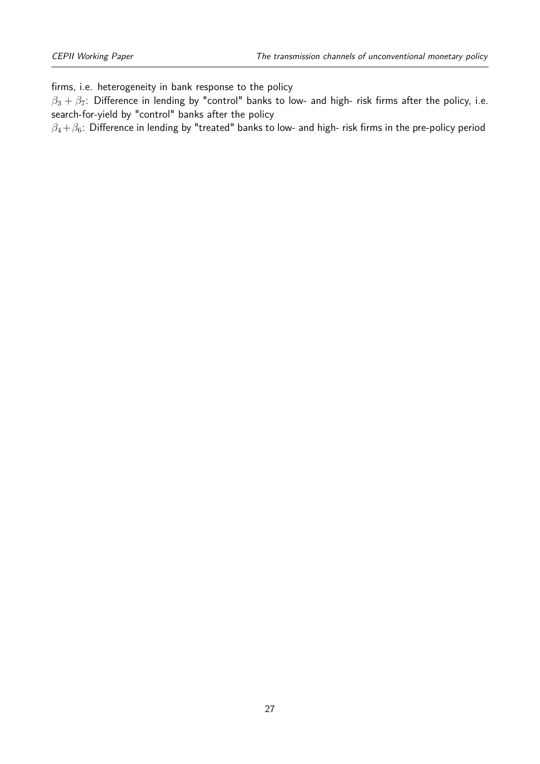firms, i.e. heterogeneity in bank response to the policy

$\beta_3 + \beta_7$: Difference in lending by "control" banks to low- and high- risk firms after the policy, i.e. search-for-yield by "control" banks after the policy

$\beta_4 + \beta_6$: Difference in lending by "treated" banks to low- and high- risk firms in the pre-policy period